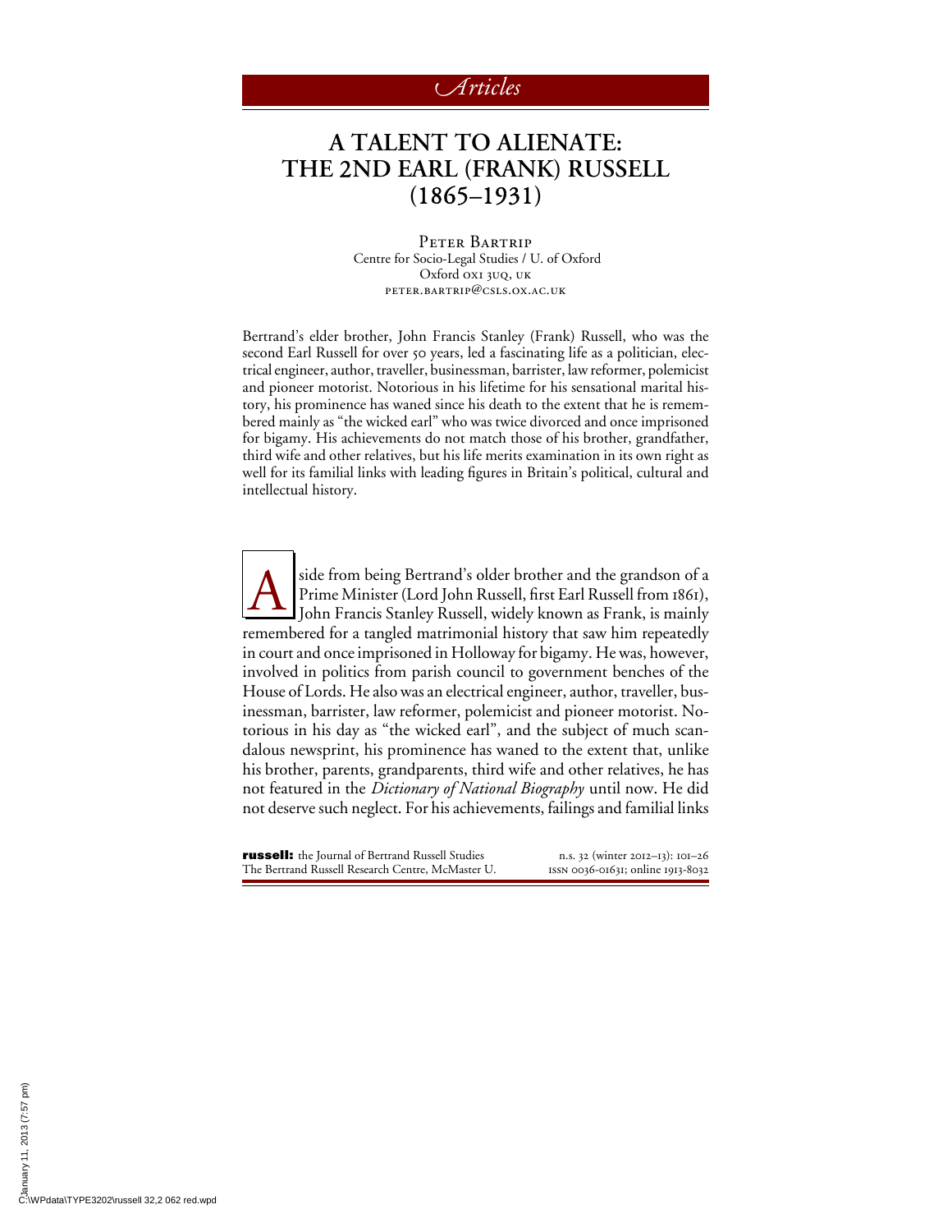*Articles*

# A TALENT TO ALIENATE: THE 2ND EARL (FRANK) RUSSELL (1865–1931)

Peter Bartrip
Centre for Socio-Legal Studies / U. of Oxford
Oxford OX1 3UQ, UK
peter.bartrip@csls.ox.ac.uk

Bertrand's elder brother, John Francis Stanley (Frank) Russell, who was the second Earl Russell for over 50 years, led a fascinating life as a politician, electrical engineer, author, traveller, businessman, barrister, law reformer, polemicist and pioneer motorist. Notorious in his lifetime for his sensational marital history, his prominence has waned since his death to the extent that he is remembered mainly as "the wicked earl" who was twice divorced and once imprisoned for bigamy. His achievements do not match those of his brother, grandfather, third wife and other relatives, but his life merits examination in its own right as well for its familial links with leading figures in Britain's political, cultural and intellectual history.

Aside from being Bertrand's older brother and the grandson of a Prime Minister (Lord John Russell, first Earl Russell from 1861), John Francis Stanley Russell, widely known as Frank, is mainly remembered for a tangled matrimonial history that saw him repeatedly in court and once imprisoned in Holloway for bigamy. He was, however, involved in politics from parish council to government benches of the House of Lords. He also was an electrical engineer, author, traveller, businessman, barrister, law reformer, polemicist and pioneer motorist. Notorious in his day as "the wicked earl", and the subject of much scandalous newsprint, his prominence has waned to the extent that, unlike his brother, parents, grandparents, third wife and other relatives, he has not featured in the *Dictionary of National Biography* until now. He did not deserve such neglect. For his achievements, failings and familial links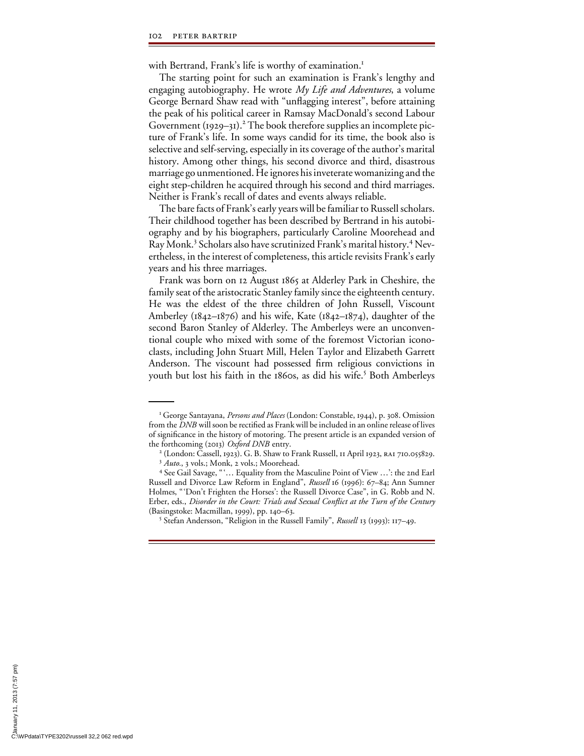with Bertrand, Frank's life is worthy of examination.[1]

The starting point for such an examination is Frank's lengthy and engaging autobiography. He wrote *My Life and Adventures*, a volume George Bernard Shaw read with "unflagging interest", before attaining the peak of his political career in Ramsay MacDonald's second Labour Government (1929–31).[2] The book therefore supplies an incomplete picture of Frank's life. In some ways candid for its time, the book also is selective and self-serving, especially in its coverage of the author's marital history. Among other things, his second divorce and third, disastrous marriage go unmentioned. He ignores his inveterate womanizing and the eight step-children he acquired through his second and third marriages. Neither is Frank's recall of dates and events always reliable.

The bare facts of Frank's early years will be familiar to Russell scholars. Their childhood together has been described by Bertrand in his autobiography and by his biographers, particularly Caroline Moorehead and Ray Monk.[3] Scholars also have scrutinized Frank's marital history.[4] Nevertheless, in the interest of completeness, this article revisits Frank's early years and his three marriages.

Frank was born on 12 August 1865 at Alderley Park in Cheshire, the family seat of the aristocratic Stanley family since the eighteenth century. He was the eldest of the three children of John Russell, Viscount Amberley (1842–1876) and his wife, Kate (1842–1874), daughter of the second Baron Stanley of Alderley. The Amberleys were an unconventional couple who mixed with some of the foremost Victorian iconoclasts, including John Stuart Mill, Helen Taylor and Elizabeth Garrett Anderson. The viscount had possessed firm religious convictions in youth but lost his faith in the 1860s, as did his wife.[5] Both Amberleys

---

[1] George Santayana, *Persons and Places* (London: Constable, 1944), p. 308. Omission from the *DNB* will soon be rectified as Frank will be included in an online release of lives of significance in the history of motoring. The present article is an expanded version of the forthcoming (2013) *Oxford DNB* entry.

[2] (London: Cassell, 1923). G. B. Shaw to Frank Russell, 11 April 1923, RA1 710.055829.

[3] *Auto.*, 3 vols.; Monk, 2 vols.; Moorehead.

[4] See Gail Savage, "'… Equality from the Masculine Point of View …': the 2nd Earl Russell and Divorce Law Reform in England", *Russell* 16 (1996): 67–84; Ann Sumner Holmes, "'Don't Frighten the Horses': the Russell Divorce Case", in G. Robb and N. Erber, eds., *Disorder in the Court: Trials and Sexual Conflict at the Turn of the Century* (Basingstoke: Macmillan, 1999), pp. 140–63.

[5] Stefan Andersson, "Religion in the Russell Family", *Russell* 13 (1993): 117–49.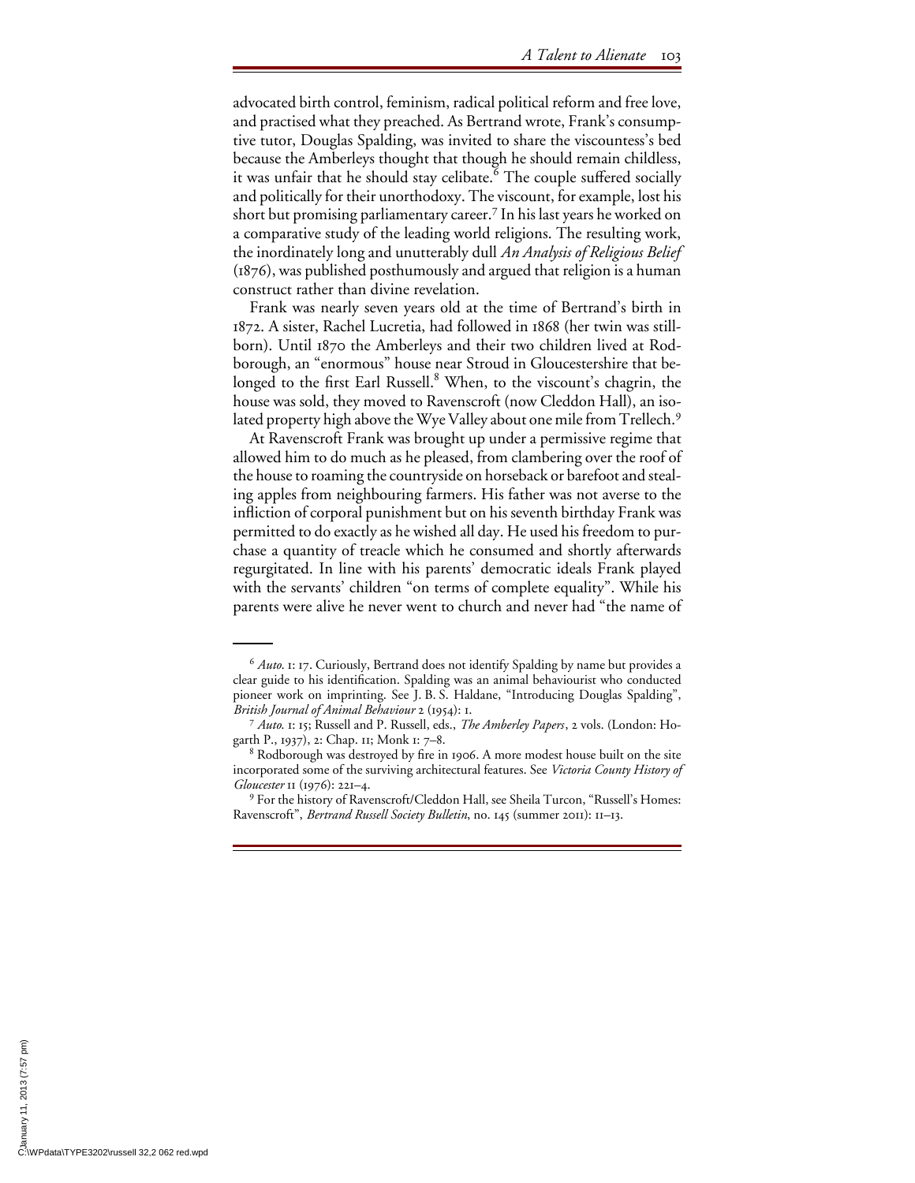advocated birth control, feminism, radical political reform and free love, and practised what they preached. As Bertrand wrote, Frank's consumptive tutor, Douglas Spalding, was invited to share the viscountess's bed because the Amberleys thought that though he should remain childless, it was unfair that he should stay celibate.[6] The couple suffered socially and politically for their unorthodoxy. The viscount, for example, lost his short but promising parliamentary career.[7] In his last years he worked on a comparative study of the leading world religions. The resulting work, the inordinately long and unutterably dull *An Analysis of Religious Belief* (1876), was published posthumously and argued that religion is a human construct rather than divine revelation.

Frank was nearly seven years old at the time of Bertrand's birth in 1872. A sister, Rachel Lucretia, had followed in 1868 (her twin was stillborn). Until 1870 the Amberleys and their two children lived at Rodborough, an "enormous" house near Stroud in Gloucestershire that belonged to the first Earl Russell.[8] When, to the viscount's chagrin, the house was sold, they moved to Ravenscroft (now Cleddon Hall), an isolated property high above the Wye Valley about one mile from Trellech.[9]

At Ravenscroft Frank was brought up under a permissive regime that allowed him to do much as he pleased, from clambering over the roof of the house to roaming the countryside on horseback or barefoot and stealing apples from neighbouring farmers. His father was not averse to the infliction of corporal punishment but on his seventh birthday Frank was permitted to do exactly as he wished all day. He used his freedom to purchase a quantity of treacle which he consumed and shortly afterwards regurgitated. In line with his parents' democratic ideals Frank played with the servants' children "on terms of complete equality". While his parents were alive he never went to church and never had "the name of

---

[6] *Auto.* 1: 17. Curiously, Bertrand does not identify Spalding by name but provides a clear guide to his identification. Spalding was an animal behaviourist who conducted pioneer work on imprinting. See J. B. S. Haldane, "Introducing Douglas Spalding", *British Journal of Animal Behaviour* 2 (1954): 1.

[7] *Auto.* 1: 15; Russell and P. Russell, eds., *The Amberley Papers*, 2 vols. (London: Hogarth P., 1937), 2: Chap. 11; Monk 1: 7–8.

[8] Rodborough was destroyed by fire in 1906. A more modest house built on the site incorporated some of the surviving architectural features. See *Victoria County History of Gloucester* 11 (1976): 221–4.

[9] For the history of Ravenscroft/Cleddon Hall, see Sheila Turcon, "Russell's Homes: Ravenscroft", *Bertrand Russell Society Bulletin*, no. 145 (summer 2011): 11–13.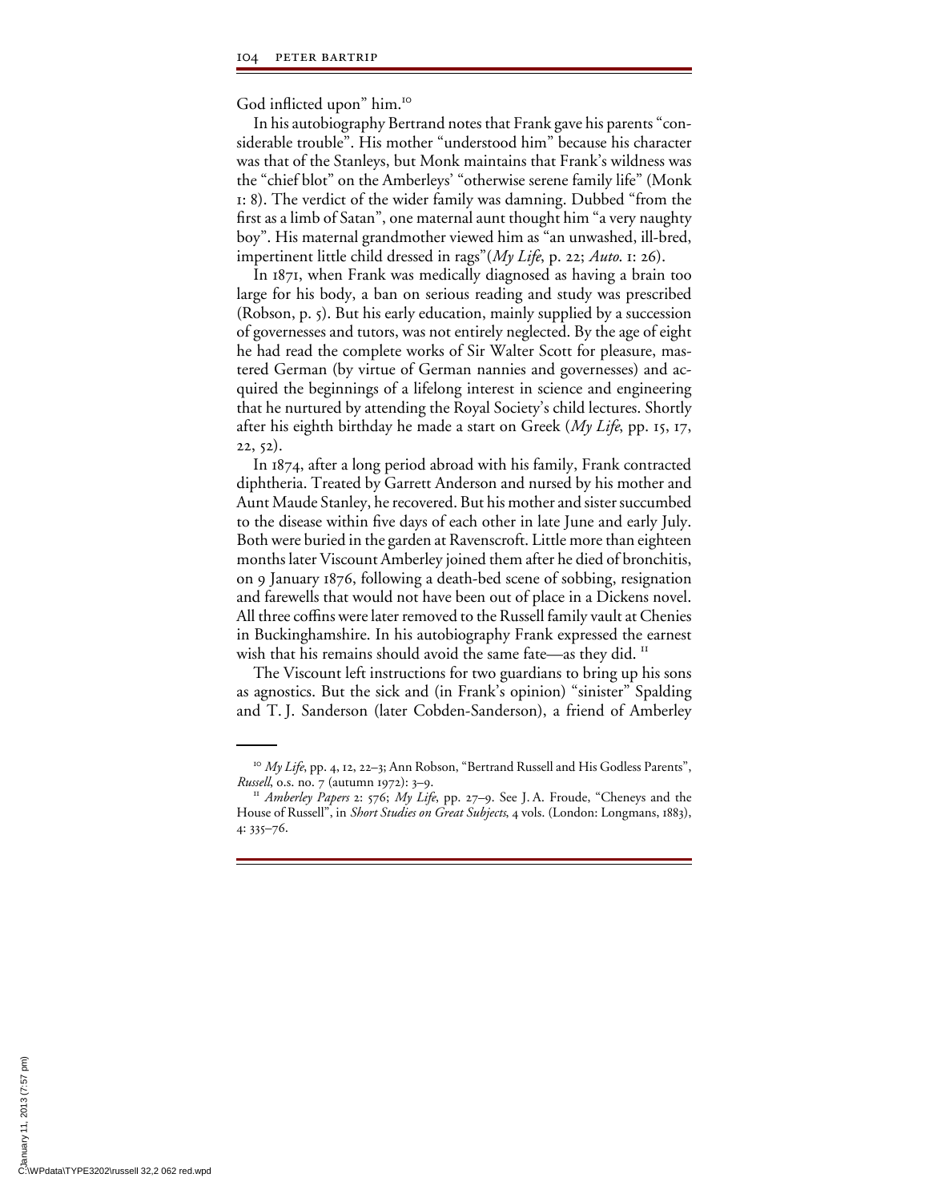God inflicted upon" him.[10]

In his autobiography Bertrand notes that Frank gave his parents "considerable trouble". His mother "understood him" because his character was that of the Stanleys, but Monk maintains that Frank's wildness was the "chief blot" on the Amberleys' "otherwise serene family life" (Monk 1: 8). The verdict of the wider family was damning. Dubbed "from the first as a limb of Satan", one maternal aunt thought him "a very naughty boy". His maternal grandmother viewed him as "an unwashed, ill-bred, impertinent little child dressed in rags"(*My Life*, p. 22; *Auto*. 1: 26).

In 1871, when Frank was medically diagnosed as having a brain too large for his body, a ban on serious reading and study was prescribed (Robson, p. 5). But his early education, mainly supplied by a succession of governesses and tutors, was not entirely neglected. By the age of eight he had read the complete works of Sir Walter Scott for pleasure, mastered German (by virtue of German nannies and governesses) and acquired the beginnings of a lifelong interest in science and engineering that he nurtured by attending the Royal Society's child lectures. Shortly after his eighth birthday he made a start on Greek (*My Life*, pp. 15, 17, 22, 52).

In 1874, after a long period abroad with his family, Frank contracted diphtheria. Treated by Garrett Anderson and nursed by his mother and Aunt Maude Stanley, he recovered. But his mother and sister succumbed to the disease within five days of each other in late June and early July. Both were buried in the garden at Ravenscroft. Little more than eighteen months later Viscount Amberley joined them after he died of bronchitis, on 9 January 1876, following a death-bed scene of sobbing, resignation and farewells that would not have been out of place in a Dickens novel. All three coffins were later removed to the Russell family vault at Chenies in Buckinghamshire. In his autobiography Frank expressed the earnest wish that his remains should avoid the same fate—as they did. [11]

The Viscount left instructions for two guardians to bring up his sons as agnostics. But the sick and (in Frank's opinion) "sinister" Spalding and T. J. Sanderson (later Cobden-Sanderson), a friend of Amberley

---

[10] *My Life*, pp. 4, 12, 22–3; Ann Robson, "Bertrand Russell and His Godless Parents", *Russell*, o.s. no. 7 (autumn 1972): 3–9.

[11] *Amberley Papers* 2: 576; *My Life*, pp. 27–9. See J. A. Froude, "Cheneys and the House of Russell", in *Short Studies on Great Subjects*, 4 vols. (London: Longmans, 1883), 4: 335–76.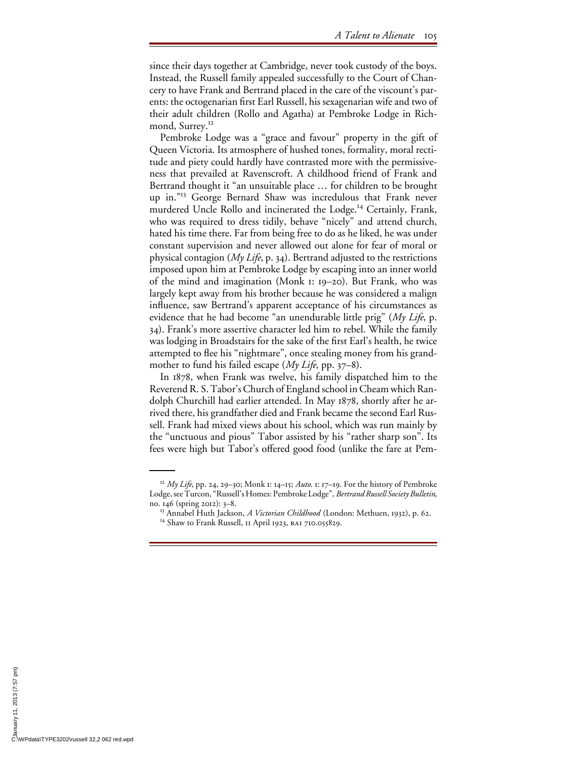since their days together at Cambridge, never took custody of the boys. Instead, the Russell family appealed successfully to the Court of Chancery to have Frank and Bertrand placed in the care of the viscount's parents: the octogenarian first Earl Russell, his sexagenarian wife and two of their adult children (Rollo and Agatha) at Pembroke Lodge in Richmond, Surrey.[12]

Pembroke Lodge was a "grace and favour" property in the gift of Queen Victoria. Its atmosphere of hushed tones, formality, moral rectitude and piety could hardly have contrasted more with the permissiveness that prevailed at Ravenscroft. A childhood friend of Frank and Bertrand thought it "an unsuitable place … for children to be brought up in."[13] George Bernard Shaw was incredulous that Frank never murdered Uncle Rollo and incinerated the Lodge.[14] Certainly, Frank, who was required to dress tidily, behave "nicely" and attend church, hated his time there. Far from being free to do as he liked, he was under constant supervision and never allowed out alone for fear of moral or physical contagion (*My Life*, p. 34). Bertrand adjusted to the restrictions imposed upon him at Pembroke Lodge by escaping into an inner world of the mind and imagination (Monk 1: 19–20). But Frank, who was largely kept away from his brother because he was considered a malign influence, saw Bertrand's apparent acceptance of his circumstances as evidence that he had become "an unendurable little prig" (*My Life*, p. 34). Frank's more assertive character led him to rebel. While the family was lodging in Broadstairs for the sake of the first Earl's health, he twice attempted to flee his "nightmare", once stealing money from his grandmother to fund his failed escape (*My Life*, pp. 37–8).

In 1878, when Frank was twelve, his family dispatched him to the Reverend R. S. Tabor's Church of England school in Cheam which Randolph Churchill had earlier attended. In May 1878, shortly after he arrived there, his grandfather died and Frank became the second Earl Russell. Frank had mixed views about his school, which was run mainly by the "unctuous and pious" Tabor assisted by his "rather sharp son". Its fees were high but Tabor's offered good food (unlike the fare at Pem-

---

[12] *My Life*, pp. 24, 29–30; Monk 1: 14–15; *Auto*. 1: 17–19. For the history of Pembroke Lodge, see Turcon, "Russell's Homes: Pembroke Lodge", *Bertrand Russell Society Bulletin*, no. 146 (spring 2012): 3–8.

[13] Annabel Huth Jackson, *A Victorian Childhood* (London: Methuen, 1932), p. 62.

[14] Shaw to Frank Russell, 11 April 1923, RA1 710.055829.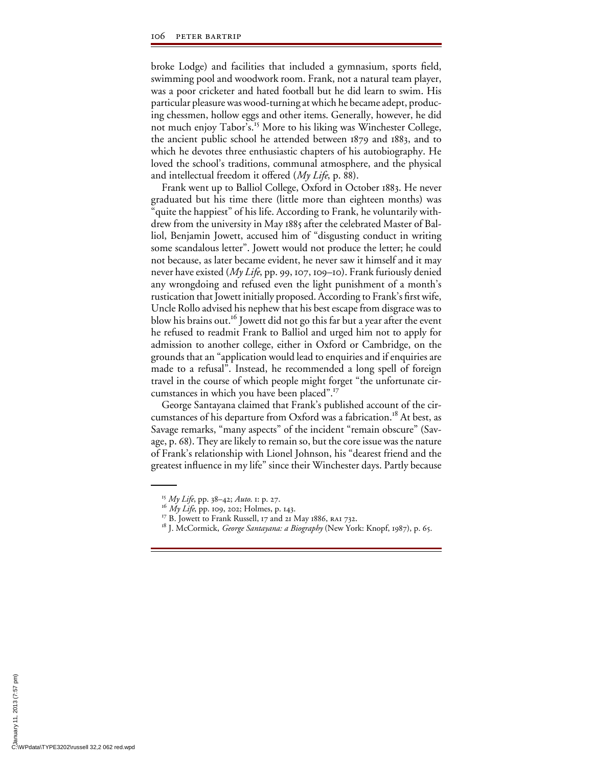broke Lodge) and facilities that included a gymnasium, sports field, swimming pool and woodwork room. Frank, not a natural team player, was a poor cricketer and hated football but he did learn to swim. His particular pleasure was wood-turning at which he became adept, producing chessmen, hollow eggs and other items. Generally, however, he did not much enjoy Tabor's.[15] More to his liking was Winchester College, the ancient public school he attended between 1879 and 1883, and to which he devotes three enthusiastic chapters of his autobiography. He loved the school's traditions, communal atmosphere, and the physical and intellectual freedom it offered (*My Life*, p. 88).

Frank went up to Balliol College, Oxford in October 1883. He never graduated but his time there (little more than eighteen months) was "quite the happiest" of his life. According to Frank, he voluntarily withdrew from the university in May 1885 after the celebrated Master of Balliol, Benjamin Jowett, accused him of "disgusting conduct in writing some scandalous letter". Jowett would not produce the letter; he could not because, as later became evident, he never saw it himself and it may never have existed (*My Life*, pp. 99, 107, 109–10). Frank furiously denied any wrongdoing and refused even the light punishment of a month's rustication that Jowett initially proposed. According to Frank's first wife, Uncle Rollo advised his nephew that his best escape from disgrace was to blow his brains out.[16] Jowett did not go this far but a year after the event he refused to readmit Frank to Balliol and urged him not to apply for admission to another college, either in Oxford or Cambridge, on the grounds that an "application would lead to enquiries and if enquiries are made to a refusal". Instead, he recommended a long spell of foreign travel in the course of which people might forget "the unfortunate circumstances in which you have been placed".[17]

George Santayana claimed that Frank's published account of the circumstances of his departure from Oxford was a fabrication.[18] At best, as Savage remarks, "many aspects" of the incident "remain obscure" (Savage, p. 68). They are likely to remain so, but the core issue was the nature of Frank's relationship with Lionel Johnson, his "dearest friend and the greatest influence in my life" since their Winchester days. Partly because

[15] *My Life*, pp. 38–42; *Auto.* 1: p. 27.

[16] *My Life*, pp. 109, 202; Holmes, p. 143.

[17] B. Jowett to Frank Russell, 17 and 21 May 1886, RA1 732.

[18] J. McCormick, *George Santayana: a Biography* (New York: Knopf, 1987), p. 65.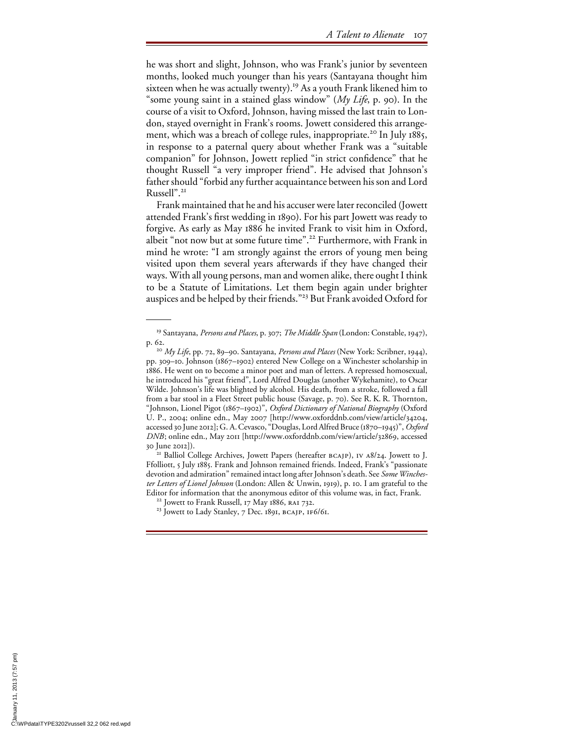he was short and slight, Johnson, who was Frank's junior by seventeen months, looked much younger than his years (Santayana thought him sixteen when he was actually twenty).[19] As a youth Frank likened him to "some young saint in a stained glass window" (*My Life*, p. 90). In the course of a visit to Oxford, Johnson, having missed the last train to London, stayed overnight in Frank's rooms. Jowett considered this arrangement, which was a breach of college rules, inappropriate.[20] In July 1885, in response to a paternal query about whether Frank was a "suitable companion" for Johnson, Jowett replied "in strict confidence" that he thought Russell "a very improper friend". He advised that Johnson's father should "forbid any further acquaintance between his son and Lord Russell".[21]

Frank maintained that he and his accuser were later reconciled (Jowett attended Frank's first wedding in 1890). For his part Jowett was ready to forgive. As early as May 1886 he invited Frank to visit him in Oxford, albeit "not now but at some future time".[22] Furthermore, with Frank in mind he wrote: "I am strongly against the errors of young men being visited upon them several years afterwards if they have changed their ways. With all young persons, man and women alike, there ought I think to be a Statute of Limitations. Let them begin again under brighter auspices and be helped by their friends."[23] But Frank avoided Oxford for

---

[19] Santayana, *Persons and Places*, p. 307; *The Middle Span* (London: Constable, 1947), p. 62.

[20] *My Life*, pp. 72, 89–90. Santayana, *Persons and Places* (New York: Scribner, 1944), pp. 309–10. Johnson (1867–1902) entered New College on a Winchester scholarship in 1886. He went on to become a minor poet and man of letters. A repressed homosexual, he introduced his "great friend", Lord Alfred Douglas (another Wykehamite), to Oscar Wilde. Johnson's life was blighted by alcohol. His death, from a stroke, followed a fall from a bar stool in a Fleet Street public house (Savage, p. 70). See R. K. R. Thornton, "Johnson, Lionel Pigot (1867–1902)", *Oxford Dictionary of National Biography* (Oxford U. P., 2004; online edn., May 2007 [http://www.oxforddnb.com/view/article/34204, accessed 30 June 2012]; G. A. Cevasco, "Douglas, Lord Alfred Bruce (1870–1945)", *Oxford DNB*; online edn., May 2011 [http://www.oxforddnb.com/view/article/32869, accessed 30 June 2012]).

[21] Balliol College Archives, Jowett Papers (hereafter BCAJP), IV A8/24. Jowett to J. Ffolliott, 5 July 1885. Frank and Johnson remained friends. Indeed, Frank's "passionate devotion and admiration" remained intact long after Johnson's death. See *Some Winchester Letters of Lionel Johnson* (London: Allen & Unwin, 1919), p. 10. I am grateful to the Editor for information that the anonymous editor of this volume was, in fact, Frank.

[22] Jowett to Frank Russell, 17 May 1886, RAI 732.

[23] Jowett to Lady Stanley, 7 Dec. 1891, BCAJP, IF6/61.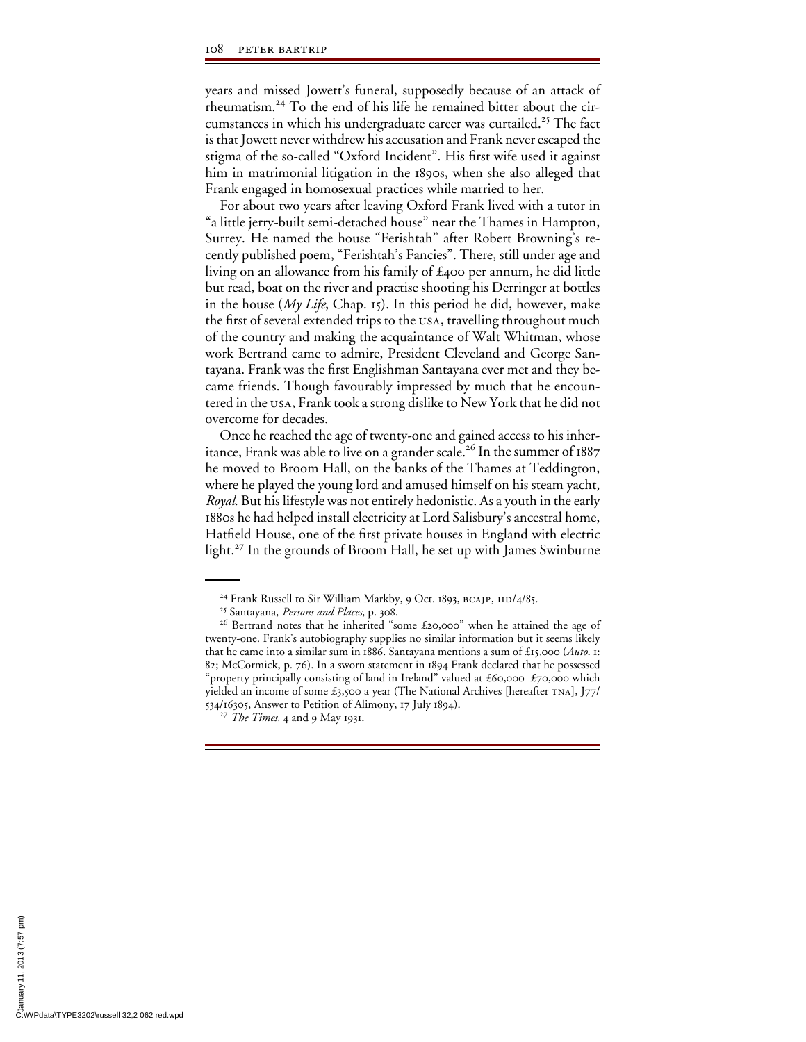years and missed Jowett's funeral, supposedly because of an attack of rheumatism.[24] To the end of his life he remained bitter about the circumstances in which his undergraduate career was curtailed.[25] The fact is that Jowett never withdrew his accusation and Frank never escaped the stigma of the so-called "Oxford Incident". His first wife used it against him in matrimonial litigation in the 1890s, when she also alleged that Frank engaged in homosexual practices while married to her.

For about two years after leaving Oxford Frank lived with a tutor in "a little jerry-built semi-detached house" near the Thames in Hampton, Surrey. He named the house "Ferishtah" after Robert Browning's recently published poem, "Ferishtah's Fancies". There, still under age and living on an allowance from his family of £400 per annum, he did little but read, boat on the river and practise shooting his Derringer at bottles in the house (*My Life*, Chap. 15). In this period he did, however, make the first of several extended trips to the USA, travelling throughout much of the country and making the acquaintance of Walt Whitman, whose work Bertrand came to admire, President Cleveland and George Santayana. Frank was the first Englishman Santayana ever met and they became friends. Though favourably impressed by much that he encountered in the USA, Frank took a strong dislike to New York that he did not overcome for decades.

Once he reached the age of twenty-one and gained access to his inheritance, Frank was able to live on a grander scale.[26] In the summer of 1887 he moved to Broom Hall, on the banks of the Thames at Teddington, where he played the young lord and amused himself on his steam yacht, *Royal*. But his lifestyle was not entirely hedonistic. As a youth in the early 1880s he had helped install electricity at Lord Salisbury's ancestral home, Hatfield House, one of the first private houses in England with electric light.[27] In the grounds of Broom Hall, he set up with James Swinburne

---

[24] Frank Russell to Sir William Markby, 9 Oct. 1893, BCAJP, IID/4/85.

[25] Santayana, *Persons and Places*, p. 308.

[26] Bertrand notes that he inherited "some £20,000" when he attained the age of twenty-one. Frank's autobiography supplies no similar information but it seems likely that he came into a similar sum in 1886. Santayana mentions a sum of £15,000 (*Auto.* 1: 82; McCormick, p. 76). In a sworn statement in 1894 Frank declared that he possessed "property principally consisting of land in Ireland" valued at £60,000–£70,000 which yielded an income of some £3,500 a year (The National Archives [hereafter TNA], J77/534/16305, Answer to Petition of Alimony, 17 July 1894).

[27] *The Times*, 4 and 9 May 1931.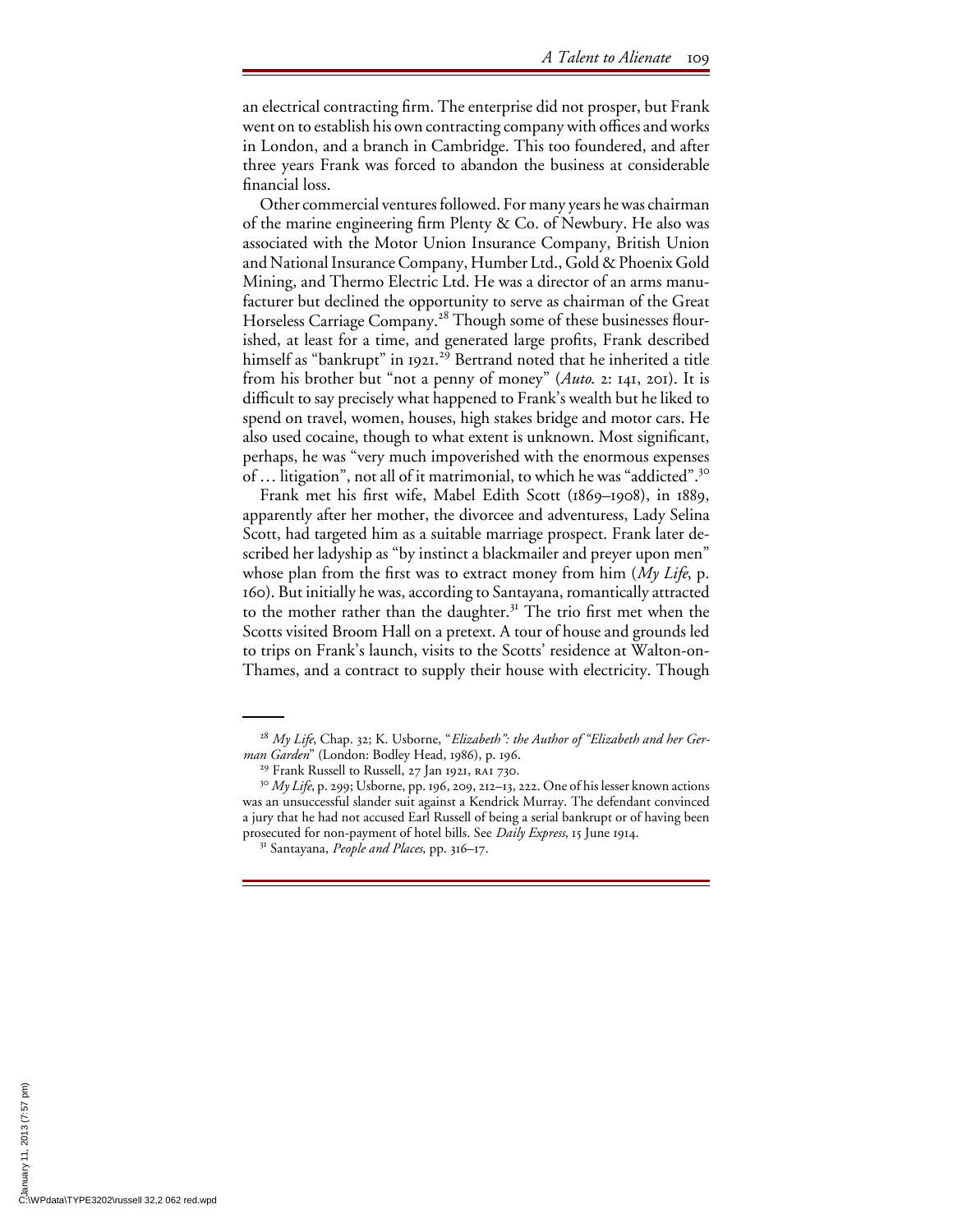an electrical contracting firm. The enterprise did not prosper, but Frank went on to establish his own contracting company with offices and works in London, and a branch in Cambridge. This too foundered, and after three years Frank was forced to abandon the business at considerable financial loss.

Other commercial ventures followed. For many years he was chairman of the marine engineering firm Plenty & Co. of Newbury. He also was associated with the Motor Union Insurance Company, British Union and National Insurance Company, Humber Ltd., Gold & Phoenix Gold Mining, and Thermo Electric Ltd. He was a director of an arms manufacturer but declined the opportunity to serve as chairman of the Great Horseless Carriage Company.[28] Though some of these businesses flourished, at least for a time, and generated large profits, Frank described himself as "bankrupt" in 1921.[29] Bertrand noted that he inherited a title from his brother but "not a penny of money" (*Auto.* 2: 141, 201). It is difficult to say precisely what happened to Frank's wealth but he liked to spend on travel, women, houses, high stakes bridge and motor cars. He also used cocaine, though to what extent is unknown. Most significant, perhaps, he was "very much impoverished with the enormous expenses of … litigation", not all of it matrimonial, to which he was "addicted".[30]

Frank met his first wife, Mabel Edith Scott (1869–1908), in 1889, apparently after her mother, the divorcee and adventuress, Lady Selina Scott, had targeted him as a suitable marriage prospect. Frank later described her ladyship as "by instinct a blackmailer and preyer upon men" whose plan from the first was to extract money from him (*My Life*, p. 160). But initially he was, according to Santayana, romantically attracted to the mother rather than the daughter.[31] The trio first met when the Scotts visited Broom Hall on a pretext. A tour of house and grounds led to trips on Frank's launch, visits to the Scotts' residence at Walton-on-Thames, and a contract to supply their house with electricity. Though

---

[28] *My Life*, Chap. 32; K. Usborne, "*Elizabeth": the Author of "Elizabeth and her German Garden*" (London: Bodley Head, 1986), p. 196.

[29] Frank Russell to Russell, 27 Jan 1921, RA1 730.

[30] *My Life*, p. 299; Usborne, pp. 196, 209, 212–13, 222. One of his lesser known actions was an unsuccessful slander suit against a Kendrick Murray. The defendant convinced a jury that he had not accused Earl Russell of being a serial bankrupt or of having been prosecuted for non-payment of hotel bills. See *Daily Express*, 15 June 1914.

[31] Santayana, *People and Places*, pp. 316–17.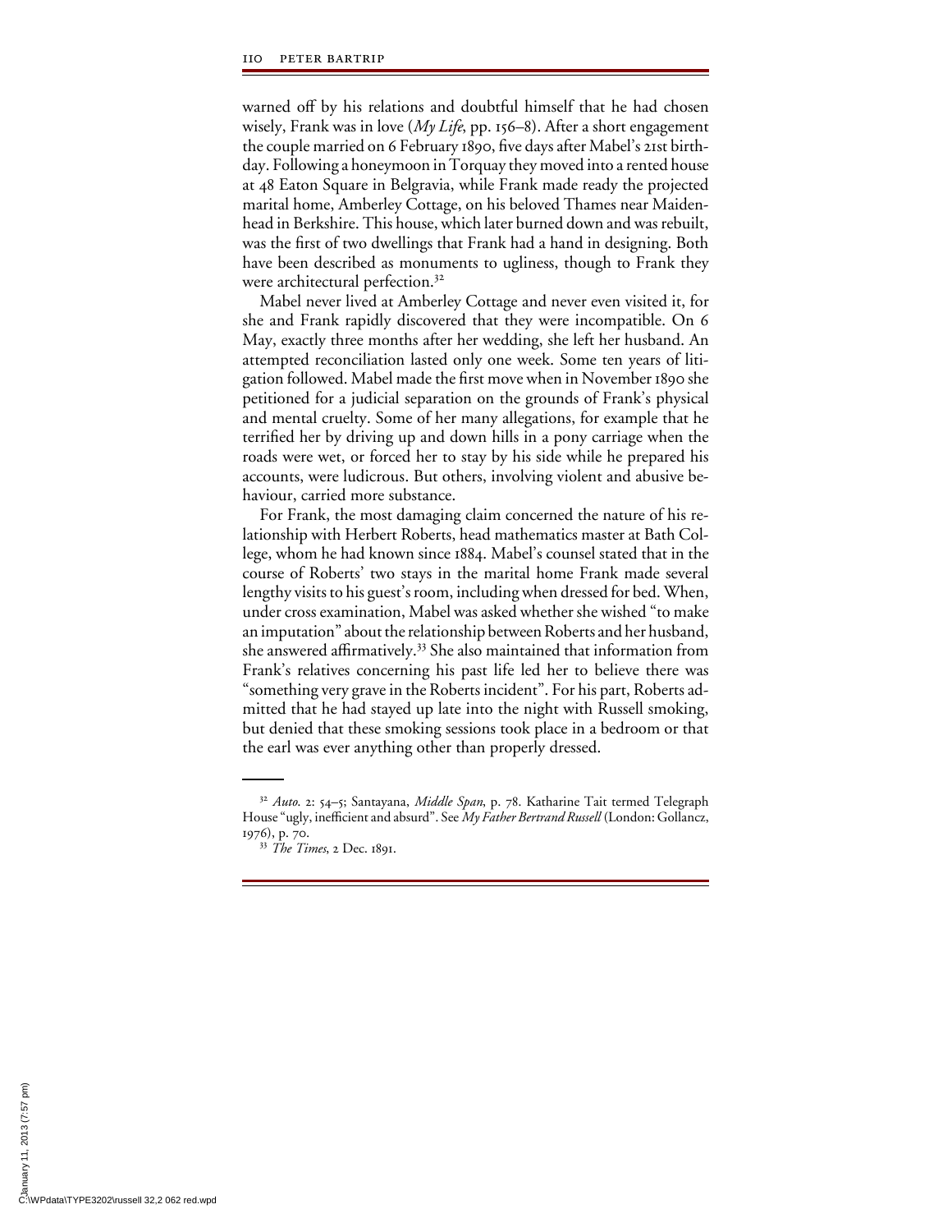warned off by his relations and doubtful himself that he had chosen wisely, Frank was in love (*My Life*, pp. 156–8). After a short engagement the couple married on 6 February 1890, five days after Mabel's 21st birthday. Following a honeymoon in Torquay they moved into a rented house at 48 Eaton Square in Belgravia, while Frank made ready the projected marital home, Amberley Cottage, on his beloved Thames near Maidenhead in Berkshire. This house, which later burned down and was rebuilt, was the first of two dwellings that Frank had a hand in designing. Both have been described as monuments to ugliness, though to Frank they were architectural perfection.[32]

Mabel never lived at Amberley Cottage and never even visited it, for she and Frank rapidly discovered that they were incompatible. On 6 May, exactly three months after her wedding, she left her husband. An attempted reconciliation lasted only one week. Some ten years of litigation followed. Mabel made the first move when in November 1890 she petitioned for a judicial separation on the grounds of Frank's physical and mental cruelty. Some of her many allegations, for example that he terrified her by driving up and down hills in a pony carriage when the roads were wet, or forced her to stay by his side while he prepared his accounts, were ludicrous. But others, involving violent and abusive behaviour, carried more substance.

For Frank, the most damaging claim concerned the nature of his relationship with Herbert Roberts, head mathematics master at Bath College, whom he had known since 1884. Mabel's counsel stated that in the course of Roberts' two stays in the marital home Frank made several lengthy visits to his guest's room, including when dressed for bed. When, under cross examination, Mabel was asked whether she wished "to make an imputation" about the relationship between Roberts and her husband, she answered affirmatively.[33] She also maintained that information from Frank's relatives concerning his past life led her to believe there was "something very grave in the Roberts incident". For his part, Roberts admitted that he had stayed up late into the night with Russell smoking, but denied that these smoking sessions took place in a bedroom or that the earl was ever anything other than properly dressed.

---

[32] *Auto.* 2: 54–5; Santayana, *Middle Span*, p. 78. Katharine Tait termed Telegraph House "ugly, inefficient and absurd". See *My Father Bertrand Russell* (London: Gollancz, 1976), p. 70.

[33] *The Times*, 2 Dec. 1891.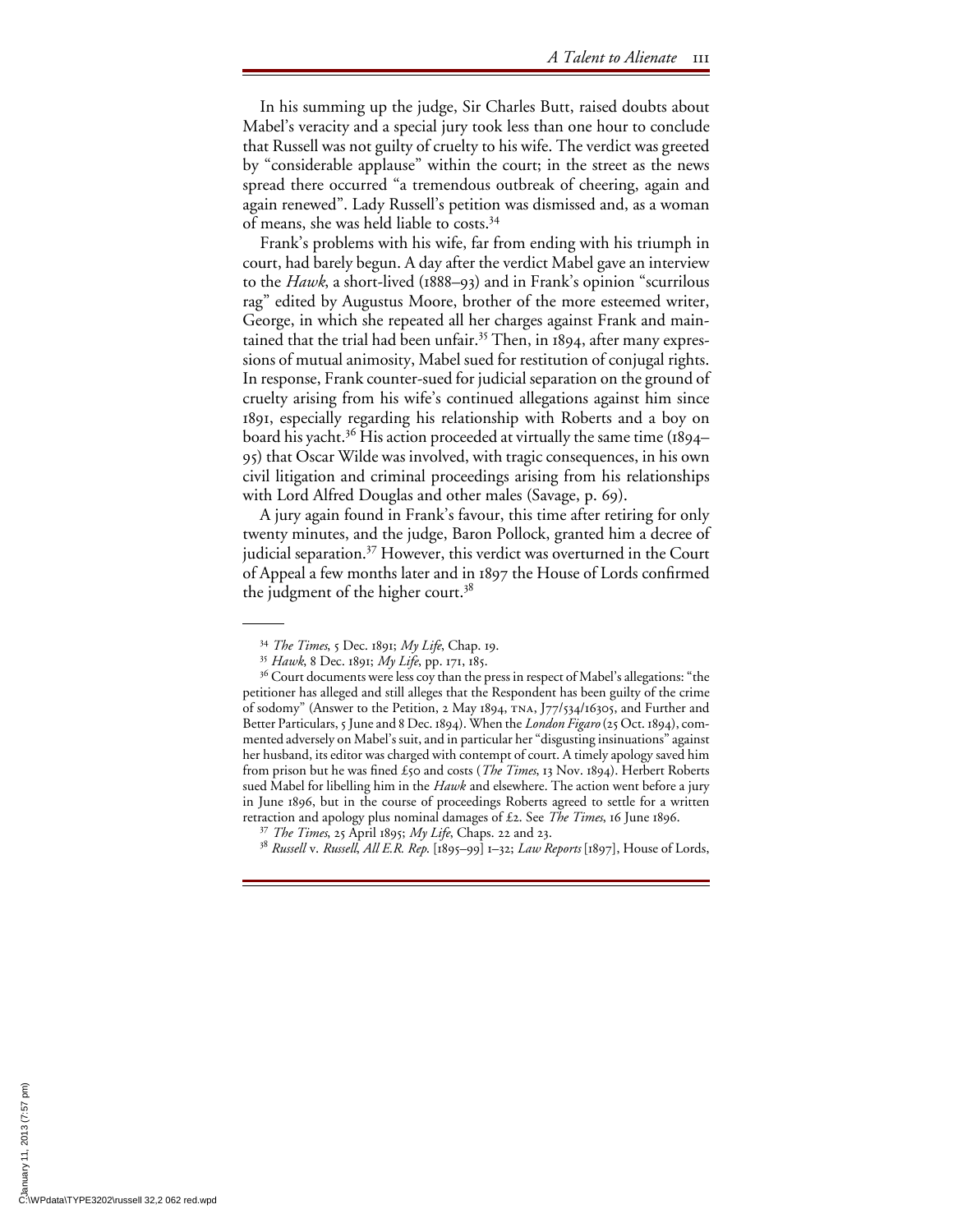In his summing up the judge, Sir Charles Butt, raised doubts about Mabel's veracity and a special jury took less than one hour to conclude that Russell was not guilty of cruelty to his wife. The verdict was greeted by "considerable applause" within the court; in the street as the news spread there occurred "a tremendous outbreak of cheering, again and again renewed". Lady Russell's petition was dismissed and, as a woman of means, she was held liable to costs.[34]

Frank's problems with his wife, far from ending with his triumph in court, had barely begun. A day after the verdict Mabel gave an interview to the *Hawk*, a short-lived (1888–93) and in Frank's opinion "scurrilous rag" edited by Augustus Moore, brother of the more esteemed writer, George, in which she repeated all her charges against Frank and maintained that the trial had been unfair.[35] Then, in 1894, after many expressions of mutual animosity, Mabel sued for restitution of conjugal rights. In response, Frank counter-sued for judicial separation on the ground of cruelty arising from his wife's continued allegations against him since 1891, especially regarding his relationship with Roberts and a boy on board his yacht.[36] His action proceeded at virtually the same time (1894–95) that Oscar Wilde was involved, with tragic consequences, in his own civil litigation and criminal proceedings arising from his relationships with Lord Alfred Douglas and other males (Savage, p. 69).

A jury again found in Frank's favour, this time after retiring for only twenty minutes, and the judge, Baron Pollock, granted him a decree of judicial separation.[37] However, this verdict was overturned in the Court of Appeal a few months later and in 1897 the House of Lords confirmed the judgment of the higher court.[38]

---

[34] *The Times*, 5 Dec. 1891; *My Life*, Chap. 19.

[35] *Hawk*, 8 Dec. 1891; *My Life*, pp. 171, 185.

[36] Court documents were less coy than the press in respect of Mabel's allegations: "the petitioner has alleged and still alleges that the Respondent has been guilty of the crime of sodomy" (Answer to the Petition, 2 May 1894, TNA, J77/534/16305, and Further and Better Particulars, 5 June and 8 Dec. 1894). When the *London Figaro* (25 Oct. 1894), commented adversely on Mabel's suit, and in particular her "disgusting insinuations" against her husband, its editor was charged with contempt of court. A timely apology saved him from prison but he was fined £50 and costs (*The Times*, 13 Nov. 1894). Herbert Roberts sued Mabel for libelling him in the *Hawk* and elsewhere. The action went before a jury in June 1896, but in the course of proceedings Roberts agreed to settle for a written retraction and apology plus nominal damages of £2. See *The Times*, 16 June 1896.

[37] *The Times*, 25 April 1895; *My Life*, Chaps. 22 and 23.

[38] *Russell* v. *Russell*, *All E.R. Rep.* [1895–99] 1–32; *Law Reports* [1897], House of Lords,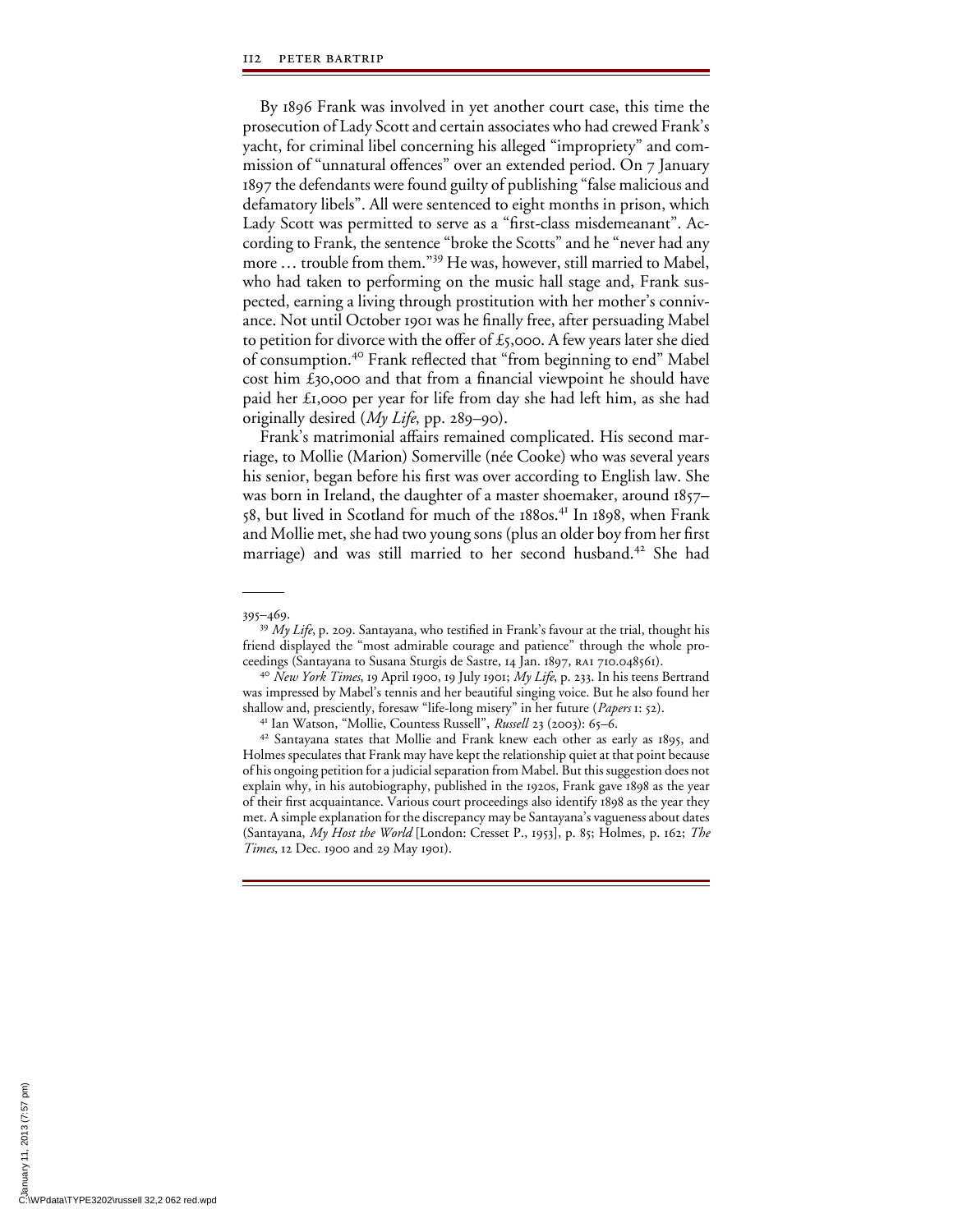By 1896 Frank was involved in yet another court case, this time the prosecution of Lady Scott and certain associates who had crewed Frank's yacht, for criminal libel concerning his alleged "impropriety" and commission of "unnatural offences" over an extended period. On 7 January 1897 the defendants were found guilty of publishing "false malicious and defamatory libels". All were sentenced to eight months in prison, which Lady Scott was permitted to serve as a "first-class misdemeanant". According to Frank, the sentence "broke the Scotts" and he "never had any more … trouble from them."[39] He was, however, still married to Mabel, who had taken to performing on the music hall stage and, Frank suspected, earning a living through prostitution with her mother's connivance. Not until October 1901 was he finally free, after persuading Mabel to petition for divorce with the offer of £5,000. A few years later she died of consumption.[40] Frank reflected that "from beginning to end" Mabel cost him £30,000 and that from a financial viewpoint he should have paid her £1,000 per year for life from day she had left him, as she had originally desired (*My Life*, pp. 289–90).

Frank's matrimonial affairs remained complicated. His second marriage, to Mollie (Marion) Somerville (née Cooke) who was several years his senior, began before his first was over according to English law. She was born in Ireland, the daughter of a master shoemaker, around 1857–58, but lived in Scotland for much of the 1880s.[41] In 1898, when Frank and Mollie met, she had two young sons (plus an older boy from her first marriage) and was still married to her second husband.[42] She had

---

395–469.

[39] *My Life*, p. 209. Santayana, who testified in Frank's favour at the trial, thought his friend displayed the "most admirable courage and patience" through the whole proceedings (Santayana to Susana Sturgis de Sastre, 14 Jan. 1897, RA1 710.048561).

[40] *New York Times*, 19 April 1900, 19 July 1901; *My Life*, p. 233. In his teens Bertrand was impressed by Mabel's tennis and her beautiful singing voice. But he also found her shallow and, presciently, foresaw "life-long misery" in her future (*Papers* 1: 52).

[41] Ian Watson, "Mollie, Countess Russell", *Russell* 23 (2003): 65–6.

[42] Santayana states that Mollie and Frank knew each other as early as 1895, and Holmes speculates that Frank may have kept the relationship quiet at that point because of his ongoing petition for a judicial separation from Mabel. But this suggestion does not explain why, in his autobiography, published in the 1920s, Frank gave 1898 as the year of their first acquaintance. Various court proceedings also identify 1898 as the year they met. A simple explanation for the discrepancy may be Santayana's vagueness about dates (Santayana, *My Host the World* [London: Cresset P., 1953], p. 85; Holmes, p. 162; *The Times*, 12 Dec. 1900 and 29 May 1901).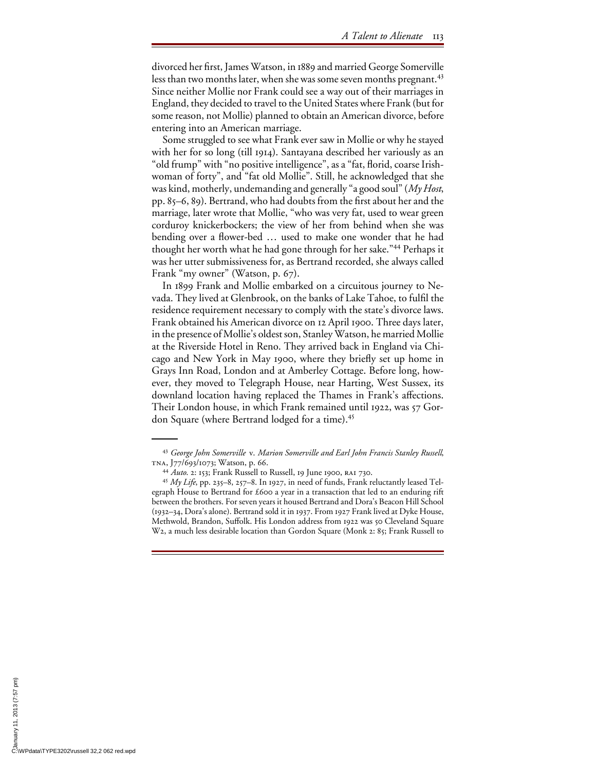divorced her first, James Watson, in 1889 and married George Somerville less than two months later, when she was some seven months pregnant.[43] Since neither Mollie nor Frank could see a way out of their marriages in England, they decided to travel to the United States where Frank (but for some reason, not Mollie) planned to obtain an American divorce, before entering into an American marriage.

Some struggled to see what Frank ever saw in Mollie or why he stayed with her for so long (till 1914). Santayana described her variously as an "old frump" with "no positive intelligence", as a "fat, florid, coarse Irishwoman of forty", and "fat old Mollie". Still, he acknowledged that she was kind, motherly, undemanding and generally "a good soul" (*My Host*, pp. 85–6, 89). Bertrand, who had doubts from the first about her and the marriage, later wrote that Mollie, "who was very fat, used to wear green corduroy knickerbockers; the view of her from behind when she was bending over a flower-bed … used to make one wonder that he had thought her worth what he had gone through for her sake."[44] Perhaps it was her utter submissiveness for, as Bertrand recorded, she always called Frank "my owner" (Watson, p. 67).

In 1899 Frank and Mollie embarked on a circuitous journey to Nevada. They lived at Glenbrook, on the banks of Lake Tahoe, to fulfil the residence requirement necessary to comply with the state's divorce laws. Frank obtained his American divorce on 12 April 1900. Three days later, in the presence of Mollie's oldest son, Stanley Watson, he married Mollie at the Riverside Hotel in Reno. They arrived back in England via Chicago and New York in May 1900, where they briefly set up home in Grays Inn Road, London and at Amberley Cottage. Before long, however, they moved to Telegraph House, near Harting, West Sussex, its downland location having replaced the Thames in Frank's affections. Their London house, in which Frank remained until 1922, was 57 Gordon Square (where Bertrand lodged for a time).[45]

---

[43] *George John Somerville* v. *Marion Somerville and Earl John Francis Stanley Russell*, TNA, J77/693/1073; Watson, p. 66.

[44] *Auto.* 2: 153; Frank Russell to Russell, 19 June 1900, RA1 730.

[45] *My Life*, pp. 235–8, 257–8. In 1927, in need of funds, Frank reluctantly leased Telegraph House to Bertrand for £600 a year in a transaction that led to an enduring rift between the brothers. For seven years it housed Bertrand and Dora's Beacon Hill School (1932–34, Dora's alone). Bertrand sold it in 1937. From 1927 Frank lived at Dyke House, Methwold, Brandon, Suffolk. His London address from 1922 was 50 Cleveland Square W2, a much less desirable location than Gordon Square (Monk 2: 85; Frank Russell to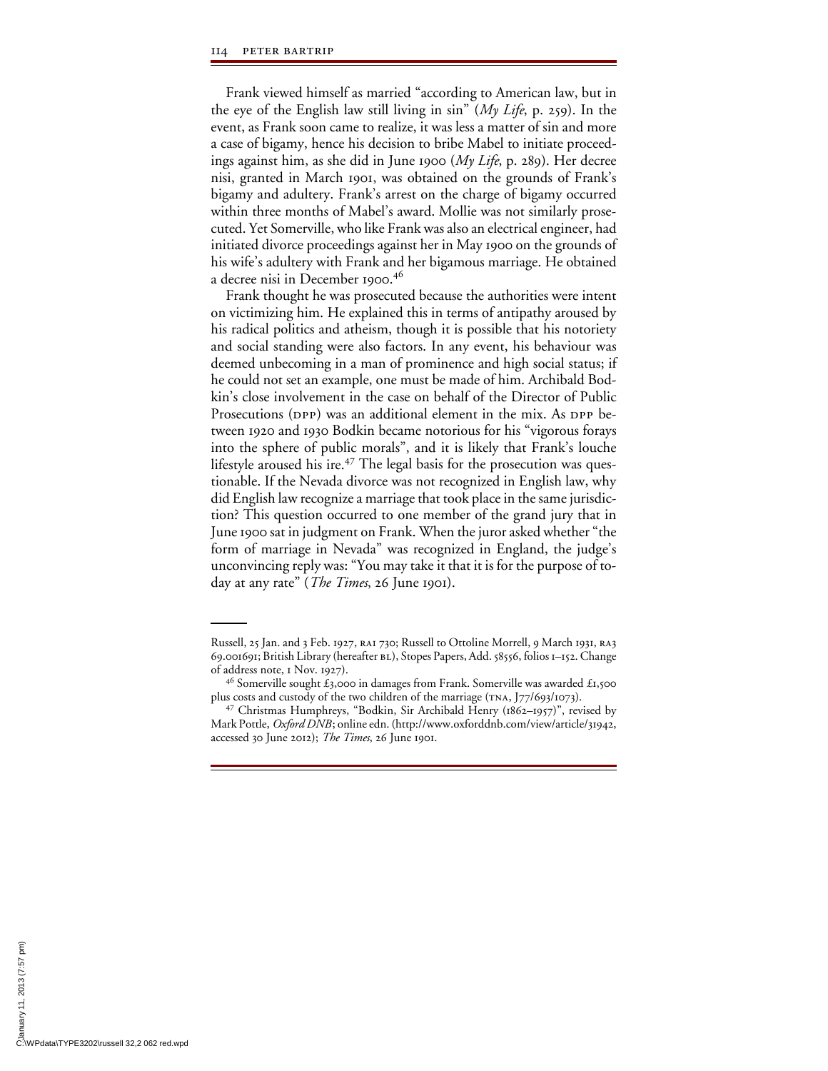Frank viewed himself as married "according to American law, but in the eye of the English law still living in sin" (*My Life*, p. 259). In the event, as Frank soon came to realize, it was less a matter of sin and more a case of bigamy, hence his decision to bribe Mabel to initiate proceedings against him, as she did in June 1900 (*My Life*, p. 289). Her decree nisi, granted in March 1901, was obtained on the grounds of Frank's bigamy and adultery. Frank's arrest on the charge of bigamy occurred within three months of Mabel's award. Mollie was not similarly prosecuted. Yet Somerville, who like Frank was also an electrical engineer, had initiated divorce proceedings against her in May 1900 on the grounds of his wife's adultery with Frank and her bigamous marriage. He obtained a decree nisi in December 1900.[46]

Frank thought he was prosecuted because the authorities were intent on victimizing him. He explained this in terms of antipathy aroused by his radical politics and atheism, though it is possible that his notoriety and social standing were also factors. In any event, his behaviour was deemed unbecoming in a man of prominence and high social status; if he could not set an example, one must be made of him. Archibald Bodkin's close involvement in the case on behalf of the Director of Public Prosecutions (DPP) was an additional element in the mix. As DPP between 1920 and 1930 Bodkin became notorious for his "vigorous forays into the sphere of public morals", and it is likely that Frank's louche lifestyle aroused his ire.[47] The legal basis for the prosecution was questionable. If the Nevada divorce was not recognized in English law, why did English law recognize a marriage that took place in the same jurisdiction? This question occurred to one member of the grand jury that in June 1900 sat in judgment on Frank. When the juror asked whether "the form of marriage in Nevada" was recognized in England, the judge's unconvincing reply was: "You may take it that it is for the purpose of today at any rate" (*The Times*, 26 June 1901).

---

Russell, 25 Jan. and 3 Feb. 1927, RA1 730; Russell to Ottoline Morrell, 9 March 1931, RA3 69.001691; British Library (hereafter BL), Stopes Papers, Add. 58556, folios 1–152. Change of address note, 1 Nov. 1927).

[46] Somerville sought £3,000 in damages from Frank. Somerville was awarded £1,500 plus costs and custody of the two children of the marriage (TNA, J77/693/1073).

[47] Christmas Humphreys, "Bodkin, Sir Archibald Henry (1862–1957)", revised by Mark Pottle, *Oxford DNB*; online edn. (http://www.oxforddnb.com/view/article/31942, accessed 30 June 2012); *The Times*, 26 June 1901.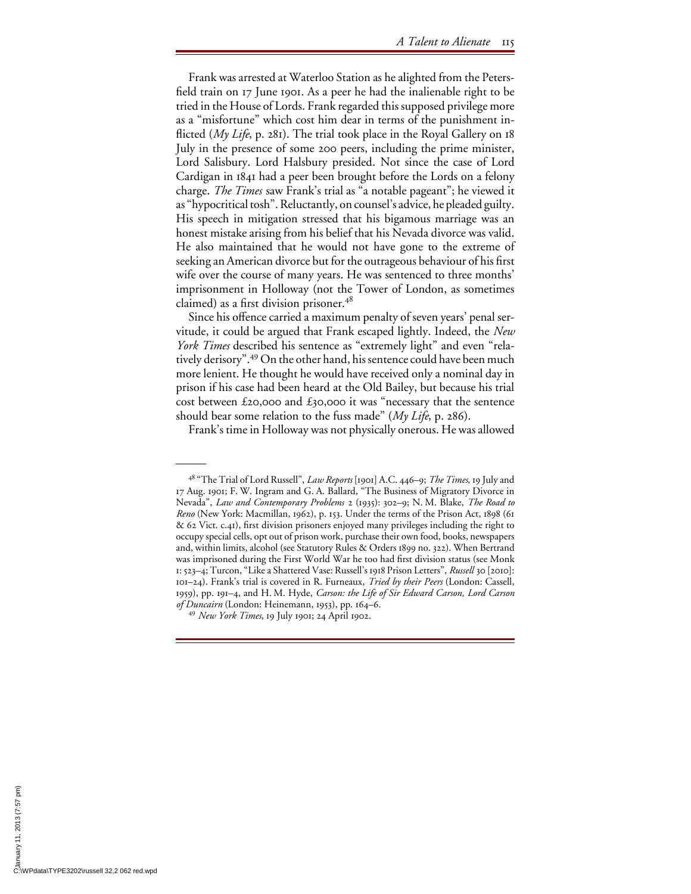Frank was arrested at Waterloo Station as he alighted from the Petersfield train on 17 June 1901. As a peer he had the inalienable right to be tried in the House of Lords. Frank regarded this supposed privilege more as a "misfortune" which cost him dear in terms of the punishment inflicted (*My Life*, p. 281). The trial took place in the Royal Gallery on 18 July in the presence of some 200 peers, including the prime minister, Lord Salisbury. Lord Halsbury presided. Not since the case of Lord Cardigan in 1841 had a peer been brought before the Lords on a felony charge. *The Times* saw Frank's trial as "a notable pageant"; he viewed it as "hypocritical tosh". Reluctantly, on counsel's advice, he pleaded guilty. His speech in mitigation stressed that his bigamous marriage was an honest mistake arising from his belief that his Nevada divorce was valid. He also maintained that he would not have gone to the extreme of seeking an American divorce but for the outrageous behaviour of his first wife over the course of many years. He was sentenced to three months' imprisonment in Holloway (not the Tower of London, as sometimes claimed) as a first division prisoner.[48]

Since his offence carried a maximum penalty of seven years' penal servitude, it could be argued that Frank escaped lightly. Indeed, the *New York Times* described his sentence as "extremely light" and even "relatively derisory".[49] On the other hand, his sentence could have been much more lenient. He thought he would have received only a nominal day in prison if his case had been heard at the Old Bailey, but because his trial cost between £20,000 and £30,000 it was "necessary that the sentence should bear some relation to the fuss made" (*My Life*, p. 286).

Frank's time in Holloway was not physically onerous. He was allowed

---

[48] "The Trial of Lord Russell", *Law Reports* [1901] A.C. 446–9; *The Times*, 19 July and 17 Aug. 1901; F. W. Ingram and G. A. Ballard, "The Business of Migratory Divorce in Nevada", *Law and Contemporary Problems* 2 (1935): 302–9; N. M. Blake, *The Road to Reno* (New York: Macmillan, 1962), p. 153. Under the terms of the Prison Act, 1898 (61 & 62 Vict. c.41), first division prisoners enjoyed many privileges including the right to occupy special cells, opt out of prison work, purchase their own food, books, newspapers and, within limits, alcohol (see Statutory Rules & Orders 1899 no. 322). When Bertrand was imprisoned during the First World War he too had first division status (see Monk 1: 523–4; Turcon, "Like a Shattered Vase: Russell's 1918 Prison Letters", *Russell* 30 [2010]: 101–24). Frank's trial is covered in R. Furneaux, *Tried by their Peers* (London: Cassell, 1959), pp. 191–4, and H. M. Hyde, *Carson: the Life of Sir Edward Carson, Lord Carson of Duncairn* (London: Heinemann, 1953), pp. 164–6.

[49] *New York Times*, 19 July 1901; 24 April 1902.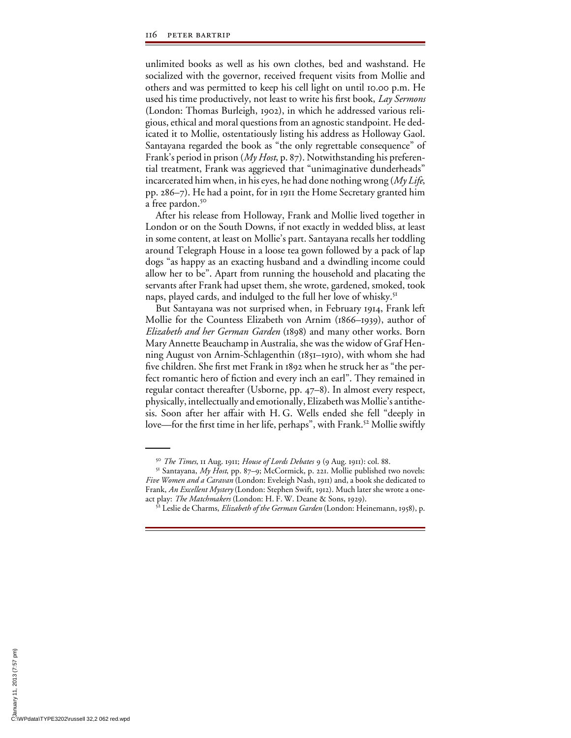unlimited books as well as his own clothes, bed and washstand. He socialized with the governor, received frequent visits from Mollie and others and was permitted to keep his cell light on until 10.00 p.m. He used his time productively, not least to write his first book, *Lay Sermons* (London: Thomas Burleigh, 1902), in which he addressed various religious, ethical and moral questions from an agnostic standpoint. He dedicated it to Mollie, ostentatiously listing his address as Holloway Gaol. Santayana regarded the book as "the only regrettable consequence" of Frank's period in prison (*My Host*, p. 87). Notwithstanding his preferential treatment, Frank was aggrieved that "unimaginative dunderheads" incarcerated him when, in his eyes, he had done nothing wrong (*My Life*, pp. 286–7). He had a point, for in 1911 the Home Secretary granted him a free pardon.[50]

After his release from Holloway, Frank and Mollie lived together in London or on the South Downs, if not exactly in wedded bliss, at least in some content, at least on Mollie's part. Santayana recalls her toddling around Telegraph House in a loose tea gown followed by a pack of lap dogs "as happy as an exacting husband and a dwindling income could allow her to be". Apart from running the household and placating the servants after Frank had upset them, she wrote, gardened, smoked, took naps, played cards, and indulged to the full her love of whisky.[51]

But Santayana was not surprised when, in February 1914, Frank left Mollie for the Countess Elizabeth von Arnim (1866–1939), author of *Elizabeth and her German Garden* (1898) and many other works. Born Mary Annette Beauchamp in Australia, she was the widow of Graf Henning August von Arnim-Schlagenthin (1851–1910), with whom she had five children. She first met Frank in 1892 when he struck her as "the perfect romantic hero of fiction and every inch an earl". They remained in regular contact thereafter (Usborne, pp. 47–8). In almost every respect, physically, intellectually and emotionally, Elizabeth was Mollie's antithesis. Soon after her affair with H. G. Wells ended she fell "deeply in love—for the first time in her life, perhaps", with Frank.[52] Mollie swiftly

---

[50] *The Times*, 11 Aug. 1911; *House of Lords Debates* 9 (9 Aug. 1911): col. 88.

[51] Santayana, *My Host*, pp. 87–9; McCormick, p. 221. Mollie published two novels: *Five Women and a Caravan* (London: Eveleigh Nash, 1911) and, a book she dedicated to Frank, *An Excellent Mystery* (London: Stephen Swift, 1912). Much later she wrote a one-act play: *The Matchmakers* (London: H. F. W. Deane & Sons, 1929).

[52] Leslie de Charms, *Elizabeth of the German Garden* (London: Heinemann, 1958), p.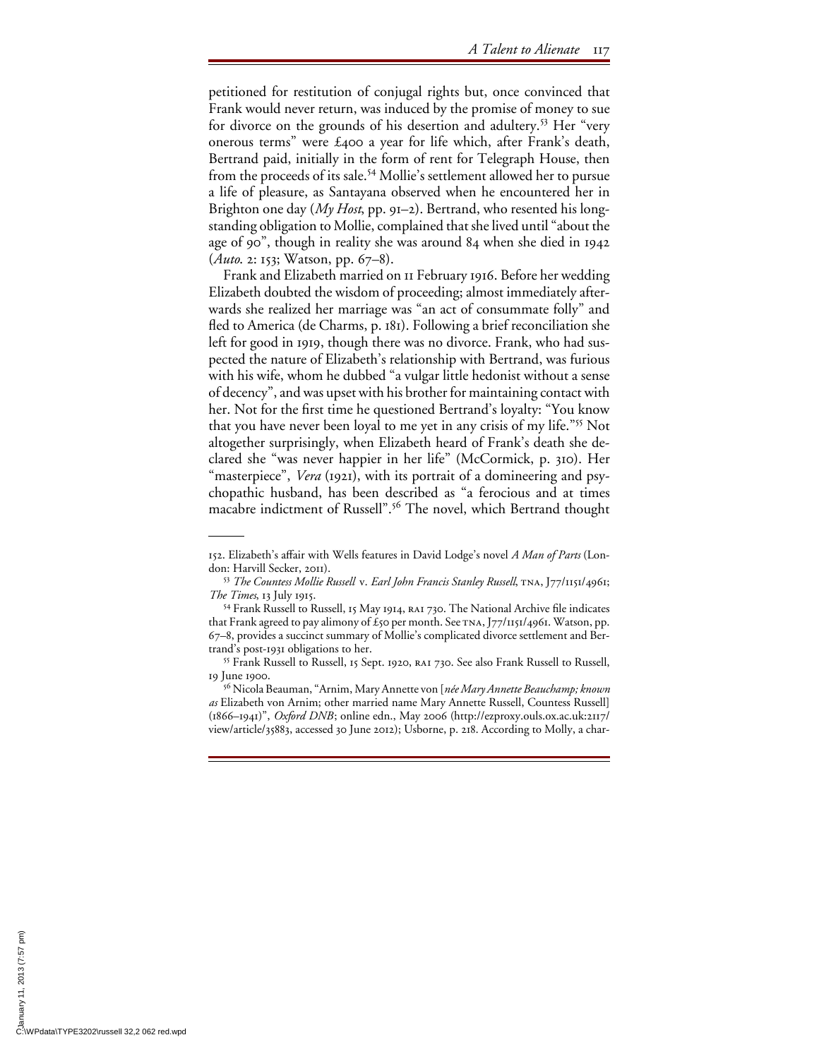petitioned for restitution of conjugal rights but, once convinced that Frank would never return, was induced by the promise of money to sue for divorce on the grounds of his desertion and adultery.[53] Her "very onerous terms" were £400 a year for life which, after Frank's death, Bertrand paid, initially in the form of rent for Telegraph House, then from the proceeds of its sale.[54] Mollie's settlement allowed her to pursue a life of pleasure, as Santayana observed when he encountered her in Brighton one day (*My Host*, pp. 91–2). Bertrand, who resented his long-standing obligation to Mollie, complained that she lived until "about the age of 90", though in reality she was around 84 when she died in 1942 (*Auto.* 2: 153; Watson, pp. 67–8).

Frank and Elizabeth married on 11 February 1916. Before her wedding Elizabeth doubted the wisdom of proceeding; almost immediately afterwards she realized her marriage was "an act of consummate folly" and fled to America (de Charms, p. 181). Following a brief reconciliation she left for good in 1919, though there was no divorce. Frank, who had suspected the nature of Elizabeth's relationship with Bertrand, was furious with his wife, whom he dubbed "a vulgar little hedonist without a sense of decency", and was upset with his brother for maintaining contact with her. Not for the first time he questioned Bertrand's loyalty: "You know that you have never been loyal to me yet in any crisis of my life."[55] Not altogether surprisingly, when Elizabeth heard of Frank's death she declared she "was never happier in her life" (McCormick, p. 310). Her "masterpiece", *Vera* (1921), with its portrait of a domineering and psychopathic husband, has been described as "a ferocious and at times macabre indictment of Russell".[56] The novel, which Bertrand thought

---

152. Elizabeth's affair with Wells features in David Lodge's novel *A Man of Parts* (London: Harvill Secker, 2011).

[53] *The Countess Mollie Russell* v. *Earl John Francis Stanley Russell*, TNA, J77/1151/4961; *The Times*, 13 July 1915.

[54] Frank Russell to Russell, 15 May 1914, RA1 730. The National Archive file indicates that Frank agreed to pay alimony of £50 per month. See TNA, J77/1151/4961. Watson, pp. 67–8, provides a succinct summary of Mollie's complicated divorce settlement and Bertrand's post-1931 obligations to her.

[55] Frank Russell to Russell, 15 Sept. 1920, RA1 730. See also Frank Russell to Russell, 19 June 1900.

[56] Nicola Beauman, "Arnim, Mary Annette von [*née Mary Annette Beauchamp; known as* Elizabeth von Arnim; other married name Mary Annette Russell, Countess Russell] (1866–1941)", *Oxford DNB*; online edn., May 2006 (http://ezproxy.ouls.ox.ac.uk:2117/view/article/35883, accessed 30 June 2012); Usborne, p. 218. According to Molly, a char-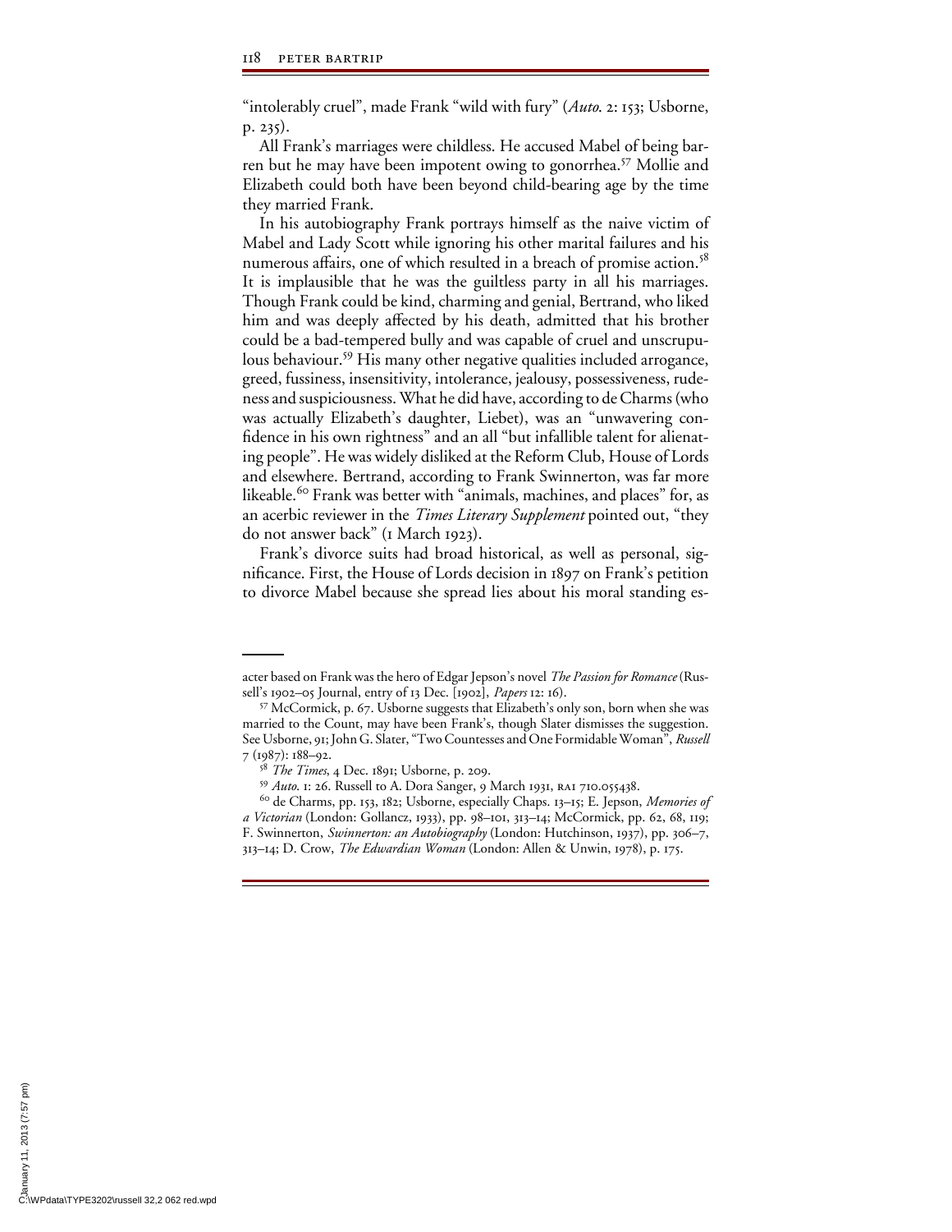"intolerably cruel", made Frank "wild with fury" (*Auto.* 2: 153; Usborne, p. 235).

All Frank's marriages were childless. He accused Mabel of being barren but he may have been impotent owing to gonorrhea.[57] Mollie and Elizabeth could both have been beyond child-bearing age by the time they married Frank.

In his autobiography Frank portrays himself as the naive victim of Mabel and Lady Scott while ignoring his other marital failures and his numerous affairs, one of which resulted in a breach of promise action.[58] It is implausible that he was the guiltless party in all his marriages. Though Frank could be kind, charming and genial, Bertrand, who liked him and was deeply affected by his death, admitted that his brother could be a bad-tempered bully and was capable of cruel and unscrupulous behaviour.[59] His many other negative qualities included arrogance, greed, fussiness, insensitivity, intolerance, jealousy, possessiveness, rudeness and suspiciousness. What he did have, according to de Charms (who was actually Elizabeth's daughter, Liebet), was an "unwavering confidence in his own rightness" and an all "but infallible talent for alienating people". He was widely disliked at the Reform Club, House of Lords and elsewhere. Bertrand, according to Frank Swinnerton, was far more likeable.[60] Frank was better with "animals, machines, and places" for, as an acerbic reviewer in the *Times Literary Supplement* pointed out, "they do not answer back" (1 March 1923).

Frank's divorce suits had broad historical, as well as personal, significance. First, the House of Lords decision in 1897 on Frank's petition to divorce Mabel because she spread lies about his moral standing es-

---

acter based on Frank was the hero of Edgar Jepson's novel *The Passion for Romance* (Russell's 1902–05 Journal, entry of 13 Dec. [1902], *Papers* 12: 16).

[57] McCormick, p. 67. Usborne suggests that Elizabeth's only son, born when she was married to the Count, may have been Frank's, though Slater dismisses the suggestion. See Usborne, 91; John G. Slater, "Two Countesses and One Formidable Woman", *Russell* 7 (1987): 188–92.

[58] *The Times*, 4 Dec. 1891; Usborne, p. 209.

[59] *Auto.* 1: 26. Russell to A. Dora Sanger, 9 March 1931, RA1 710.055438.

[60] de Charms, pp. 153, 182; Usborne, especially Chaps. 13–15; E. Jepson, *Memories of a Victorian* (London: Gollancz, 1933), pp. 98–101, 313–14; McCormick, pp. 62, 68, 119; F. Swinnerton, *Swinnerton: an Autobiography* (London: Hutchinson, 1937), pp. 306–7, 313–14; D. Crow, *The Edwardian Woman* (London: Allen & Unwin, 1978), p. 175.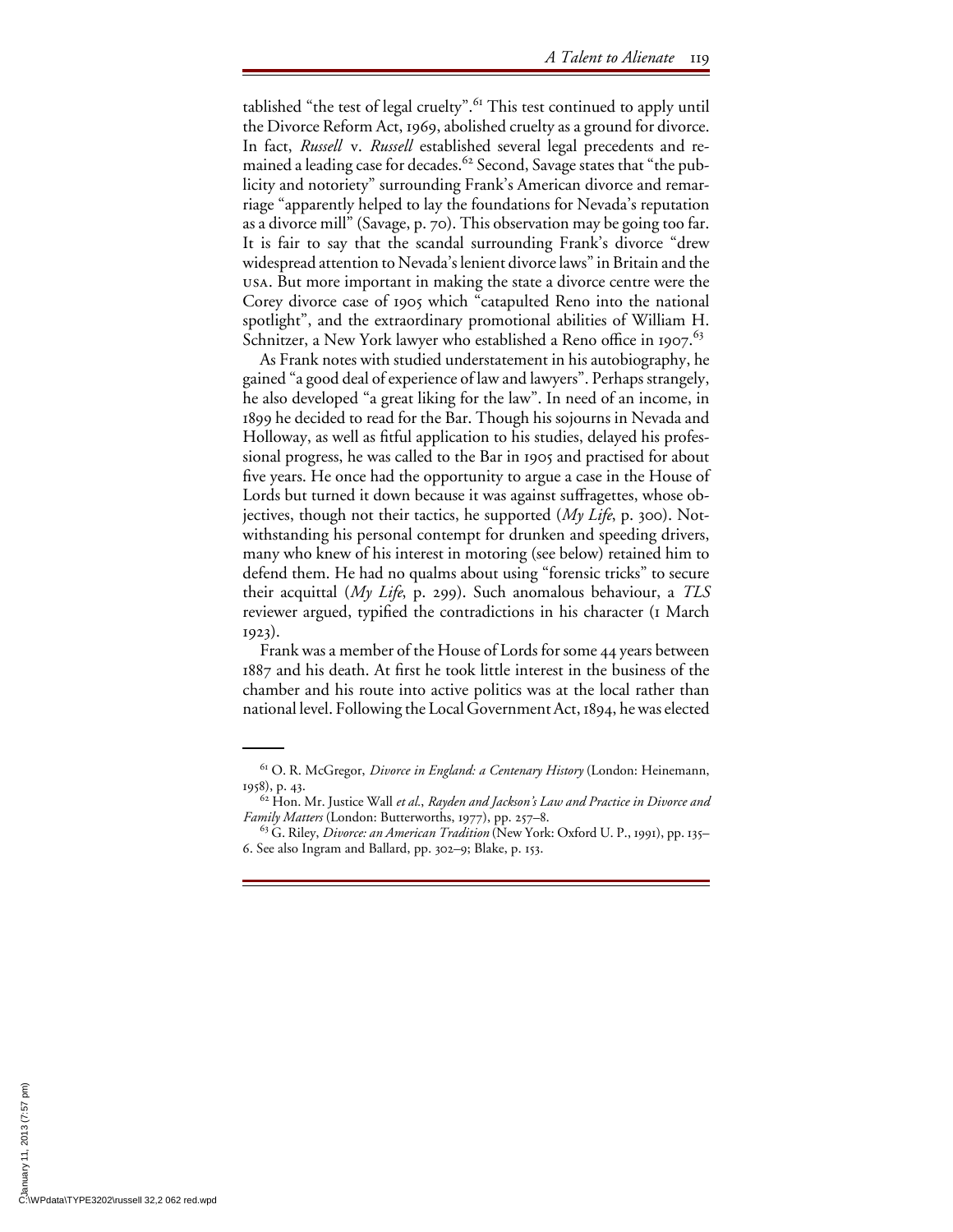tablished "the test of legal cruelty".[61] This test continued to apply until the Divorce Reform Act, 1969, abolished cruelty as a ground for divorce. In fact, *Russell* v. *Russell* established several legal precedents and remained a leading case for decades.[62] Second, Savage states that "the publicity and notoriety" surrounding Frank's American divorce and remarriage "apparently helped to lay the foundations for Nevada's reputation as a divorce mill" (Savage, p. 70). This observation may be going too far. It is fair to say that the scandal surrounding Frank's divorce "drew widespread attention to Nevada's lenient divorce laws" in Britain and the USA. But more important in making the state a divorce centre were the Corey divorce case of 1905 which "catapulted Reno into the national spotlight", and the extraordinary promotional abilities of William H. Schnitzer, a New York lawyer who established a Reno office in 1907.[63]

As Frank notes with studied understatement in his autobiography, he gained "a good deal of experience of law and lawyers". Perhaps strangely, he also developed "a great liking for the law". In need of an income, in 1899 he decided to read for the Bar. Though his sojourns in Nevada and Holloway, as well as fitful application to his studies, delayed his professional progress, he was called to the Bar in 1905 and practised for about five years. He once had the opportunity to argue a case in the House of Lords but turned it down because it was against suffragettes, whose objectives, though not their tactics, he supported (*My Life*, p. 300). Notwithstanding his personal contempt for drunken and speeding drivers, many who knew of his interest in motoring (see below) retained him to defend them. He had no qualms about using "forensic tricks" to secure their acquittal (*My Life*, p. 299). Such anomalous behaviour, a *TLS* reviewer argued, typified the contradictions in his character (1 March 1923).

Frank was a member of the House of Lords for some 44 years between 1887 and his death. At first he took little interest in the business of the chamber and his route into active politics was at the local rather than national level. Following the Local Government Act, 1894, he was elected

---

[61] O. R. McGregor, *Divorce in England: a Centenary History* (London: Heinemann, 1958), p. 43.

[62] Hon. Mr. Justice Wall *et al.*, *Rayden and Jackson's Law and Practice in Divorce and Family Matters* (London: Butterworths, 1977), pp. 257–8.

[63] G. Riley, *Divorce: an American Tradition* (New York: Oxford U. P., 1991), pp. 135–6. See also Ingram and Ballard, pp. 302–9; Blake, p. 153.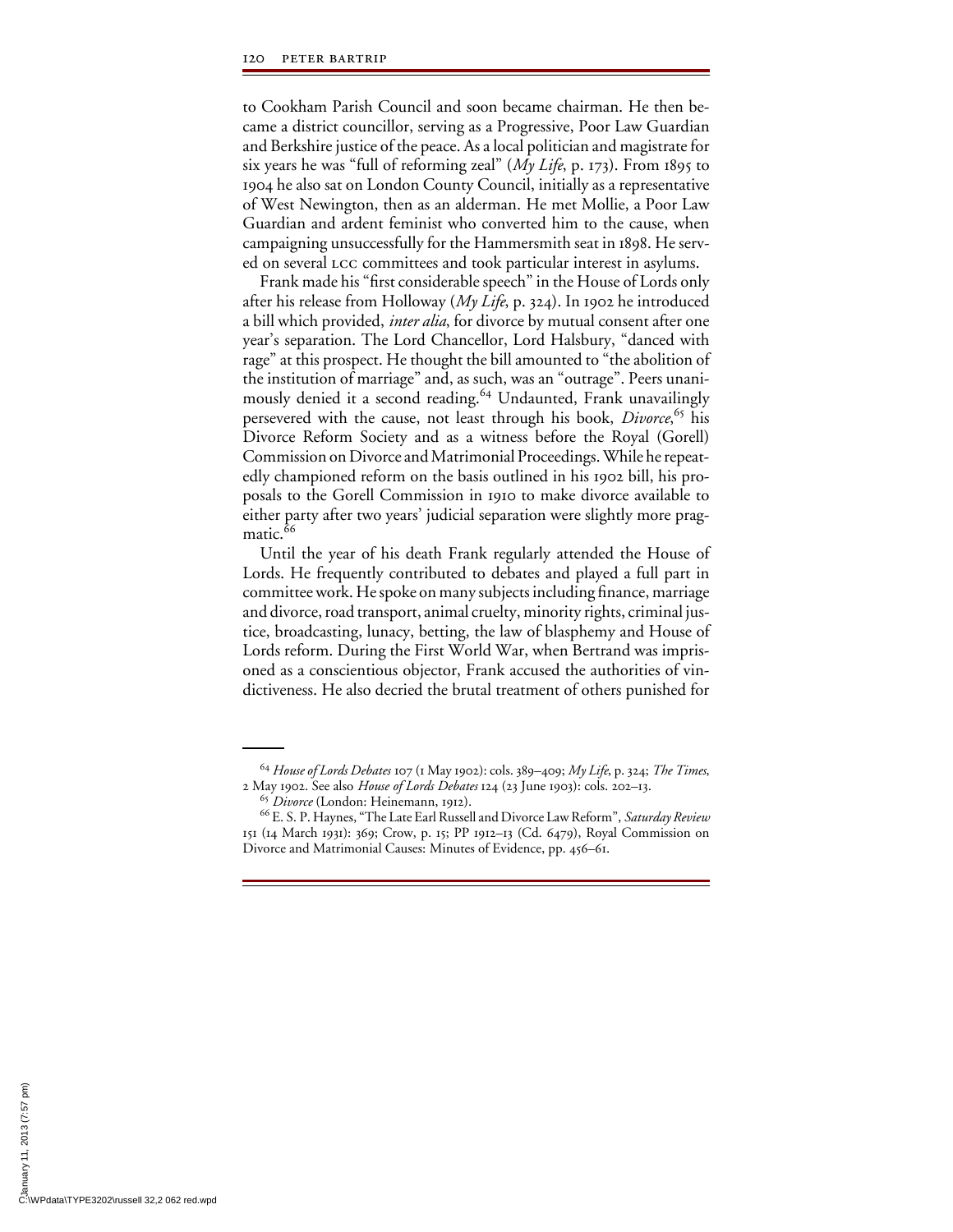to Cookham Parish Council and soon became chairman. He then became a district councillor, serving as a Progressive, Poor Law Guardian and Berkshire justice of the peace. As a local politician and magistrate for six years he was "full of reforming zeal" (*My Life*, p. 173). From 1895 to 1904 he also sat on London County Council, initially as a representative of West Newington, then as an alderman. He met Mollie, a Poor Law Guardian and ardent feminist who converted him to the cause, when campaigning unsuccessfully for the Hammersmith seat in 1898. He served on several LCC committees and took particular interest in asylums.

Frank made his "first considerable speech" in the House of Lords only after his release from Holloway (*My Life*, p. 324). In 1902 he introduced a bill which provided, *inter alia*, for divorce by mutual consent after one year's separation. The Lord Chancellor, Lord Halsbury, "danced with rage" at this prospect. He thought the bill amounted to "the abolition of the institution of marriage" and, as such, was an "outrage". Peers unanimously denied it a second reading.[64] Undaunted, Frank unavailingly persevered with the cause, not least through his book, *Divorce*,[65] his Divorce Reform Society and as a witness before the Royal (Gorell) Commission on Divorce and Matrimonial Proceedings. While he repeatedly championed reform on the basis outlined in his 1902 bill, his proposals to the Gorell Commission in 1910 to make divorce available to either party after two years' judicial separation were slightly more pragmatic.[66]

Until the year of his death Frank regularly attended the House of Lords. He frequently contributed to debates and played a full part in committee work. He spoke on many subjects including finance, marriage and divorce, road transport, animal cruelty, minority rights, criminal justice, broadcasting, lunacy, betting, the law of blasphemy and House of Lords reform. During the First World War, when Bertrand was imprisoned as a conscientious objector, Frank accused the authorities of vindictiveness. He also decried the brutal treatment of others punished for

---

[64] *House of Lords Debates* 107 (1 May 1902): cols. 389–409; *My Life*, p. 324; *The Times*, 2 May 1902. See also *House of Lords Debates* 124 (23 June 1903): cols. 202–13.

[65] *Divorce* (London: Heinemann, 1912).

[66] E. S. P. Haynes, "The Late Earl Russell and Divorce Law Reform", *Saturday Review* 151 (14 March 1931): 369; Crow, p. 15; PP 1912–13 (Cd. 6479), Royal Commission on Divorce and Matrimonial Causes: Minutes of Evidence, pp. 456–61.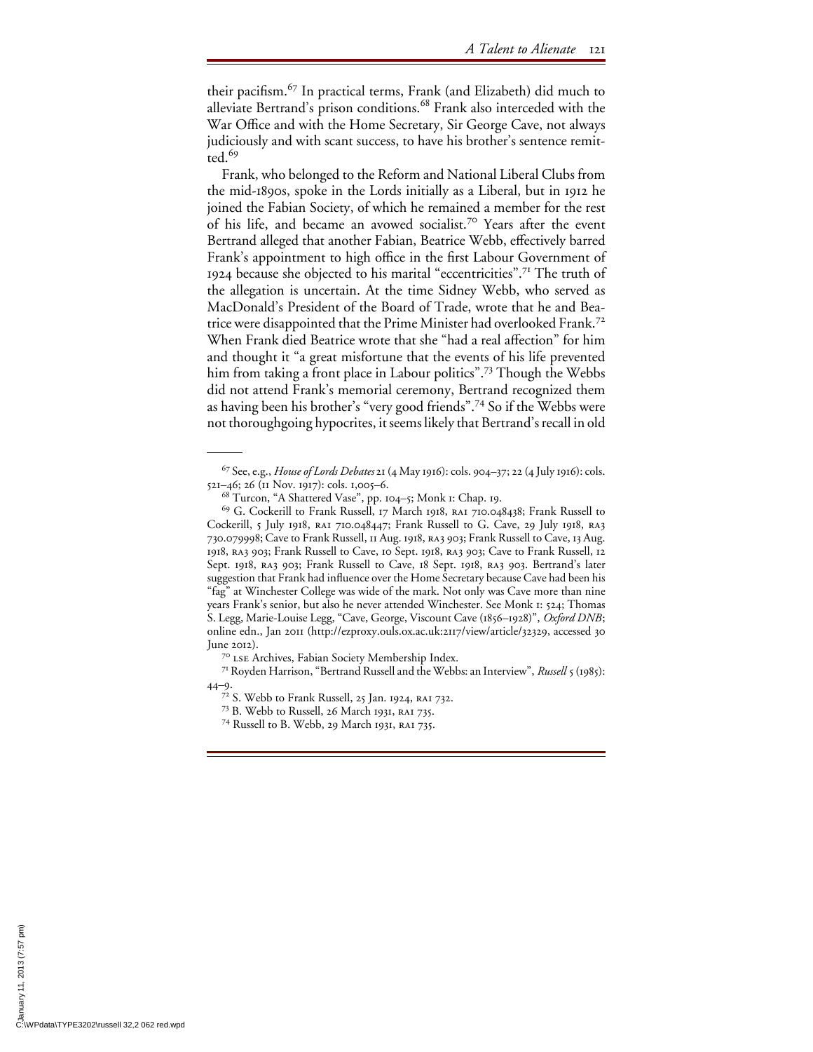their pacifism.[67] In practical terms, Frank (and Elizabeth) did much to alleviate Bertrand's prison conditions.[68] Frank also interceded with the War Office and with the Home Secretary, Sir George Cave, not always judiciously and with scant success, to have his brother's sentence remitted.[69]

Frank, who belonged to the Reform and National Liberal Clubs from the mid-1890s, spoke in the Lords initially as a Liberal, but in 1912 he joined the Fabian Society, of which he remained a member for the rest of his life, and became an avowed socialist.[70] Years after the event Bertrand alleged that another Fabian, Beatrice Webb, effectively barred Frank's appointment to high office in the first Labour Government of 1924 because she objected to his marital "eccentricities".[71] The truth of the allegation is uncertain. At the time Sidney Webb, who served as MacDonald's President of the Board of Trade, wrote that he and Beatrice were disappointed that the Prime Minister had overlooked Frank.[72] When Frank died Beatrice wrote that she "had a real affection" for him and thought it "a great misfortune that the events of his life prevented him from taking a front place in Labour politics".[73] Though the Webbs did not attend Frank's memorial ceremony, Bertrand recognized them as having been his brother's "very good friends".[74] So if the Webbs were not thoroughgoing hypocrites, it seems likely that Bertrand's recall in old

---

[67] See, e.g., *House of Lords Debates* 21 (4 May 1916): cols. 904–37; 22 (4 July 1916): cols. 521–46; 26 (11 Nov. 1917): cols. 1,005–6.

[68] Turcon, "A Shattered Vase", pp. 104–5; Monk 1: Chap. 19.

[69] G. Cockerill to Frank Russell, 17 March 1918, RA1 710.048438; Frank Russell to Cockerill, 5 July 1918, RA1 710.048447; Frank Russell to G. Cave, 29 July 1918, RA3 730.079998; Cave to Frank Russell, 11 Aug. 1918, RA3 903; Frank Russell to Cave, 13 Aug. 1918, RA3 903; Frank Russell to Cave, 10 Sept. 1918, RA3 903; Cave to Frank Russell, 12 Sept. 1918, RA3 903; Frank Russell to Cave, 18 Sept. 1918, RA3 903. Bertrand's later suggestion that Frank had influence over the Home Secretary because Cave had been his "fag" at Winchester College was wide of the mark. Not only was Cave more than nine years Frank's senior, but also he never attended Winchester. See Monk 1: 524; Thomas S. Legg, Marie-Louise Legg, "Cave, George, Viscount Cave (1856–1928)", *Oxford DNB*; online edn., Jan 2011 (http://ezproxy.ouls.ox.ac.uk:2117/view/article/32329, accessed 30 June 2012).

[70] LSE Archives, Fabian Society Membership Index.

[71] Royden Harrison, "Bertrand Russell and the Webbs: an Interview", *Russell* 5 (1985): 44–9.

[72] S. Webb to Frank Russell, 25 Jan. 1924, RA1 732.

[73] B. Webb to Russell, 26 March 1931, RA1 735.

[74] Russell to B. Webb, 29 March 1931, RA1 735.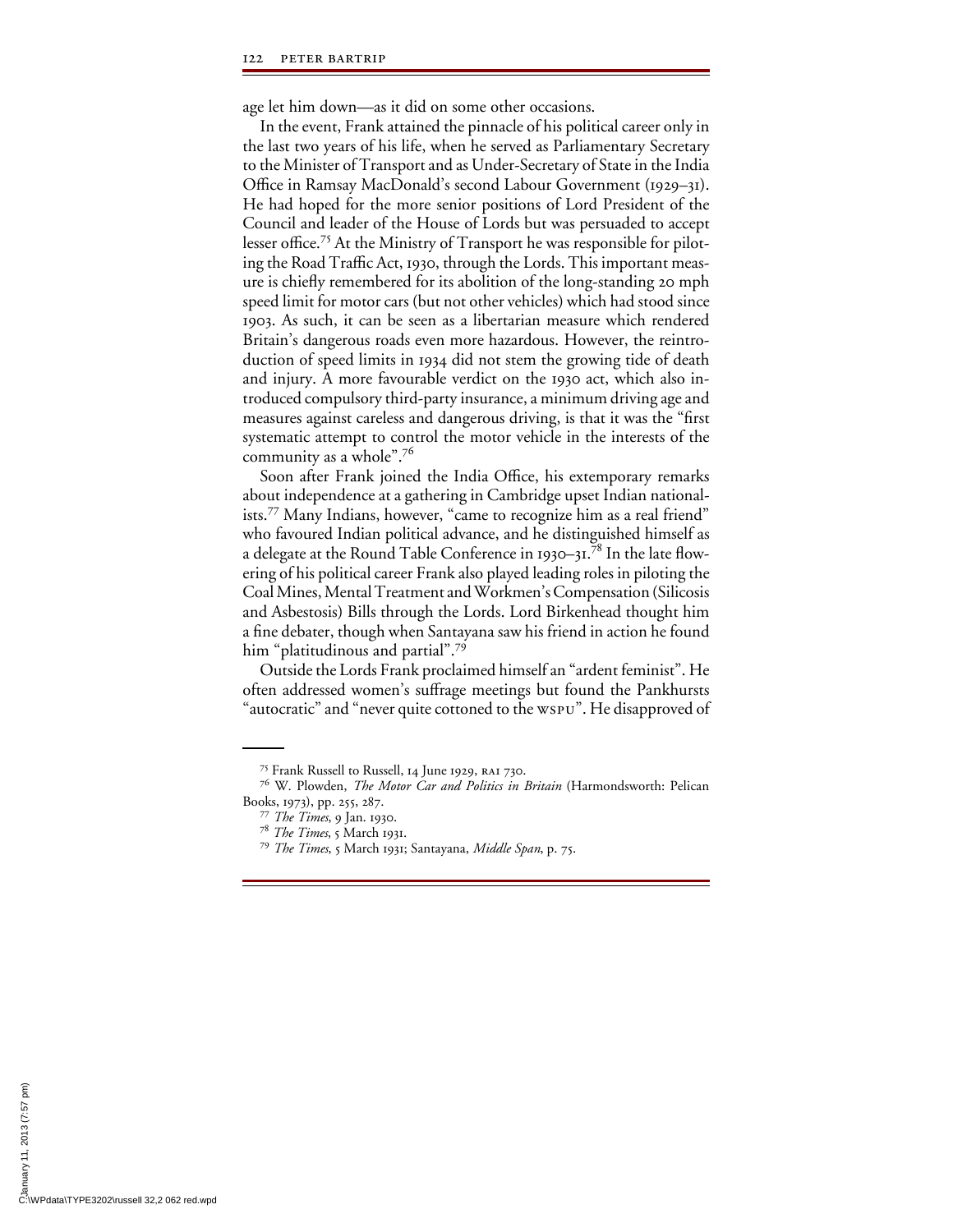age let him down—as it did on some other occasions.

In the event, Frank attained the pinnacle of his political career only in the last two years of his life, when he served as Parliamentary Secretary to the Minister of Transport and as Under-Secretary of State in the India Office in Ramsay MacDonald's second Labour Government (1929–31). He had hoped for the more senior positions of Lord President of the Council and leader of the House of Lords but was persuaded to accept lesser office.[75] At the Ministry of Transport he was responsible for piloting the Road Traffic Act, 1930, through the Lords. This important measure is chiefly remembered for its abolition of the long-standing 20 mph speed limit for motor cars (but not other vehicles) which had stood since 1903. As such, it can be seen as a libertarian measure which rendered Britain's dangerous roads even more hazardous. However, the reintroduction of speed limits in 1934 did not stem the growing tide of death and injury. A more favourable verdict on the 1930 act, which also introduced compulsory third-party insurance, a minimum driving age and measures against careless and dangerous driving, is that it was the "first systematic attempt to control the motor vehicle in the interests of the community as a whole".[76]

Soon after Frank joined the India Office, his extemporary remarks about independence at a gathering in Cambridge upset Indian nationalists.[77] Many Indians, however, "came to recognize him as a real friend" who favoured Indian political advance, and he distinguished himself as a delegate at the Round Table Conference in 1930–31.[78] In the late flowering of his political career Frank also played leading roles in piloting the Coal Mines, Mental Treatment and Workmen's Compensation (Silicosis and Asbestosis) Bills through the Lords. Lord Birkenhead thought him a fine debater, though when Santayana saw his friend in action he found him "platitudinous and partial".[79]

Outside the Lords Frank proclaimed himself an "ardent feminist". He often addressed women's suffrage meetings but found the Pankhursts "autocratic" and "never quite cottoned to the WSPU". He disapproved of

---

[75] Frank Russell to Russell, 14 June 1929, RA1 730.

[76] W. Plowden, *The Motor Car and Politics in Britain* (Harmondsworth: Pelican Books, 1973), pp. 255, 287.

[77] *The Times*, 9 Jan. 1930.

[78] *The Times*, 5 March 1931.

[79] *The Times*, 5 March 1931; Santayana, *Middle Span*, p. 75.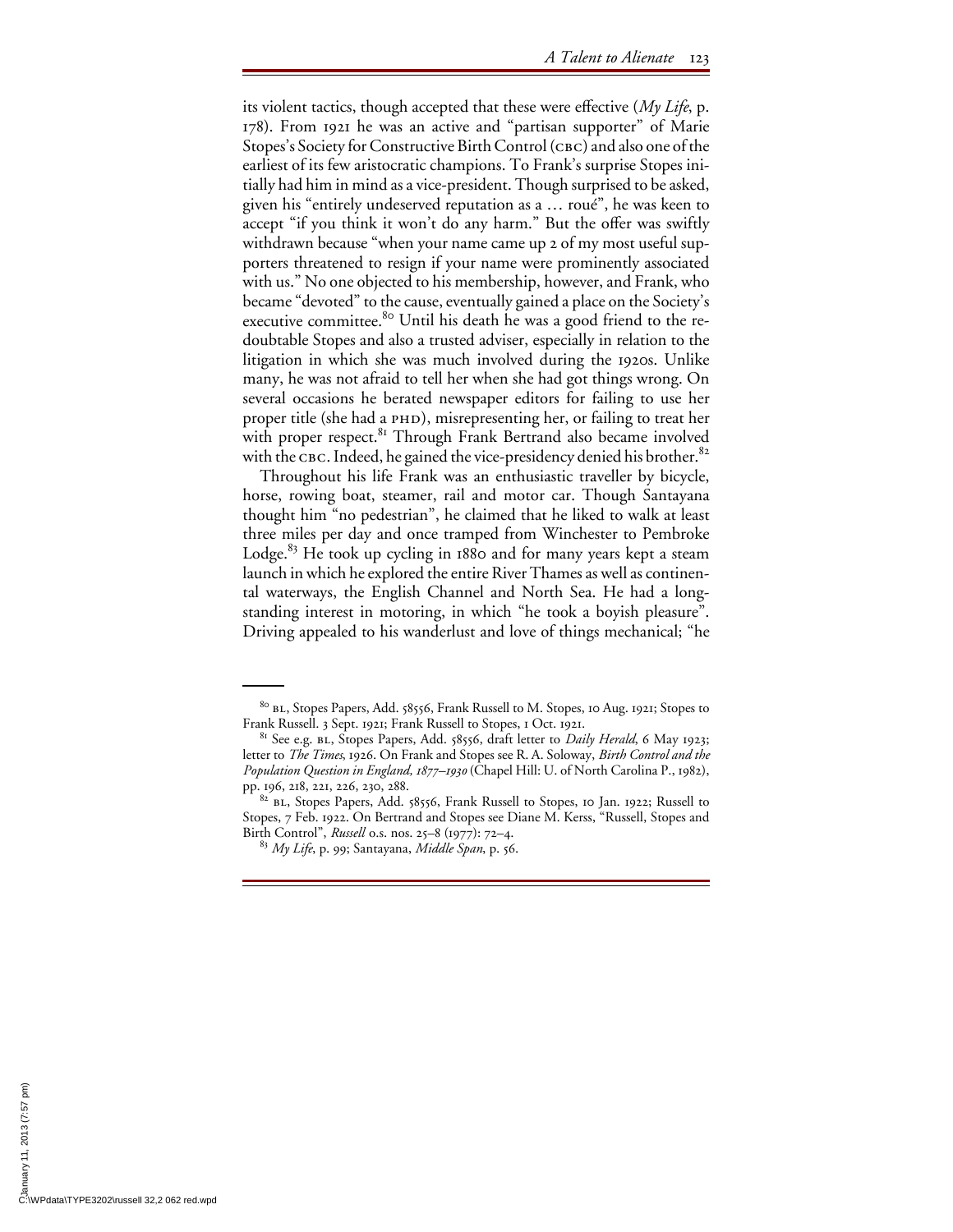its violent tactics, though accepted that these were effective (*My Life*, p. 178). From 1921 he was an active and "partisan supporter" of Marie Stopes's Society for Constructive Birth Control (CBC) and also one of the earliest of its few aristocratic champions. To Frank's surprise Stopes initially had him in mind as a vice-president. Though surprised to be asked, given his "entirely undeserved reputation as a … roué", he was keen to accept "if you think it won't do any harm." But the offer was swiftly withdrawn because "when your name came up 2 of my most useful supporters threatened to resign if your name were prominently associated with us." No one objected to his membership, however, and Frank, who became "devoted" to the cause, eventually gained a place on the Society's executive committee.[80] Until his death he was a good friend to the redoubtable Stopes and also a trusted adviser, especially in relation to the litigation in which she was much involved during the 1920s. Unlike many, he was not afraid to tell her when she had got things wrong. On several occasions he berated newspaper editors for failing to use her proper title (she had a PHD), misrepresenting her, or failing to treat her with proper respect.[81] Through Frank Bertrand also became involved with the CBC. Indeed, he gained the vice-presidency denied his brother.[82]

Throughout his life Frank was an enthusiastic traveller by bicycle, horse, rowing boat, steamer, rail and motor car. Though Santayana thought him "no pedestrian", he claimed that he liked to walk at least three miles per day and once tramped from Winchester to Pembroke Lodge.[83] He took up cycling in 1880 and for many years kept a steam launch in which he explored the entire River Thames as well as continental waterways, the English Channel and North Sea. He had a longstanding interest in motoring, in which "he took a boyish pleasure". Driving appealed to his wanderlust and love of things mechanical; "he

---

[80] BL, Stopes Papers, Add. 58556, Frank Russell to M. Stopes, 10 Aug. 1921; Stopes to Frank Russell. 3 Sept. 1921; Frank Russell to Stopes, 1 Oct. 1921.

[81] See e.g. BL, Stopes Papers, Add. 58556, draft letter to *Daily Herald*, 6 May 1923; letter to *The Times*, 1926. On Frank and Stopes see R. A. Soloway, *Birth Control and the Population Question in England, 1877–1930* (Chapel Hill: U. of North Carolina P., 1982), pp. 196, 218, 221, 226, 230, 288.

[82] BL, Stopes Papers, Add. 58556, Frank Russell to Stopes, 10 Jan. 1922; Russell to Stopes, 7 Feb. 1922. On Bertrand and Stopes see Diane M. Kerss, "Russell, Stopes and Birth Control", *Russell* o.s. nos. 25–8 (1977): 72–4.

[83] *My Life*, p. 99; Santayana, *Middle Span*, p. 56.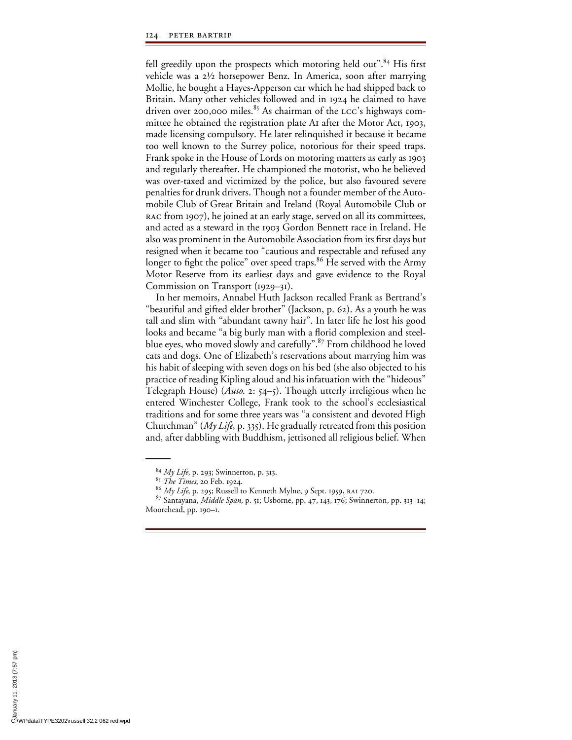fell greedily upon the prospects which motoring held out".[84] His first vehicle was a 2½ horsepower Benz. In America, soon after marrying Mollie, he bought a Hayes-Apperson car which he had shipped back to Britain. Many other vehicles followed and in 1924 he claimed to have driven over 200,000 miles.[85] As chairman of the LCC's highways committee he obtained the registration plate A1 after the Motor Act, 1903, made licensing compulsory. He later relinquished it because it became too well known to the Surrey police, notorious for their speed traps. Frank spoke in the House of Lords on motoring matters as early as 1903 and regularly thereafter. He championed the motorist, who he believed was over-taxed and victimized by the police, but also favoured severe penalties for drunk drivers. Though not a founder member of the Automobile Club of Great Britain and Ireland (Royal Automobile Club or RAC from 1907), he joined at an early stage, served on all its committees, and acted as a steward in the 1903 Gordon Bennett race in Ireland. He also was prominent in the Automobile Association from its first days but resigned when it became too "cautious and respectable and refused any longer to fight the police" over speed traps.[86] He served with the Army Motor Reserve from its earliest days and gave evidence to the Royal Commission on Transport (1929–31).

In her memoirs, Annabel Huth Jackson recalled Frank as Bertrand's "beautiful and gifted elder brother" (Jackson, p. 62). As a youth he was tall and slim with "abundant tawny hair". In later life he lost his good looks and became "a big burly man with a florid complexion and steel-blue eyes, who moved slowly and carefully".[87] From childhood he loved cats and dogs. One of Elizabeth's reservations about marrying him was his habit of sleeping with seven dogs on his bed (she also objected to his practice of reading Kipling aloud and his infatuation with the "hideous" Telegraph House) (*Auto.* 2: 54–5). Though utterly irreligious when he entered Winchester College, Frank took to the school's ecclesiastical traditions and for some three years was "a consistent and devoted High Churchman" (*My Life*, p. 335). He gradually retreated from this position and, after dabbling with Buddhism, jettisoned all religious belief. When

---

[84] *My Life*, p. 293; Swinnerton, p. 313.

[85] *The Times*, 20 Feb. 1924.

[86] *My Life*, p. 295; Russell to Kenneth Mylne, 9 Sept. 1959, RA1 720.

[87] Santayana, *Middle Span*, p. 51; Usborne, pp. 47, 143, 176; Swinnerton, pp. 313–14; Moorehead, pp. 190–1.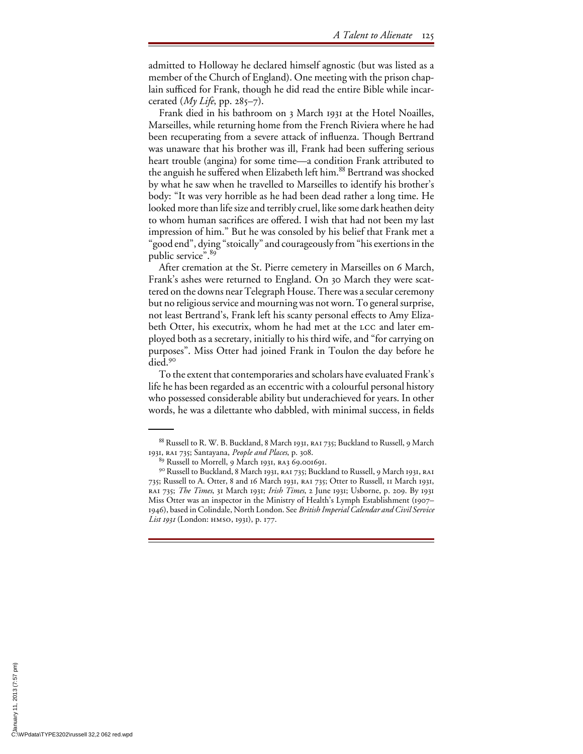admitted to Holloway he declared himself agnostic (but was listed as a member of the Church of England). One meeting with the prison chaplain sufficed for Frank, though he did read the entire Bible while incarcerated (*My Life*, pp. 285–7).

Frank died in his bathroom on 3 March 1931 at the Hotel Noailles, Marseilles, while returning home from the French Riviera where he had been recuperating from a severe attack of influenza. Though Bertrand was unaware that his brother was ill, Frank had been suffering serious heart trouble (angina) for some time—a condition Frank attributed to the anguish he suffered when Elizabeth left him.[88] Bertrand was shocked by what he saw when he travelled to Marseilles to identify his brother's body: "It was very horrible as he had been dead rather a long time. He looked more than life size and terribly cruel, like some dark heathen deity to whom human sacrifices are offered. I wish that had not been my last impression of him." But he was consoled by his belief that Frank met a "good end", dying "stoically" and courageously from "his exertions in the public service".[89]

After cremation at the St. Pierre cemetery in Marseilles on 6 March, Frank's ashes were returned to England. On 30 March they were scattered on the downs near Telegraph House. There was a secular ceremony but no religious service and mourning was not worn. To general surprise, not least Bertrand's, Frank left his scanty personal effects to Amy Elizabeth Otter, his executrix, whom he had met at the LCC and later employed both as a secretary, initially to his third wife, and "for carrying on purposes". Miss Otter had joined Frank in Toulon the day before he died.[90]

To the extent that contemporaries and scholars have evaluated Frank's life he has been regarded as an eccentric with a colourful personal history who possessed considerable ability but underachieved for years. In other words, he was a dilettante who dabbled, with minimal success, in fields

---

[88] Russell to R. W. B. Buckland, 8 March 1931, RA1 735; Buckland to Russell, 9 March 1931, RA1 735; Santayana, *People and Places*, p. 308.

[89] Russell to Morrell, 9 March 1931, RA3 69.001691.

[90] Russell to Buckland, 8 March 1931, RA1 735; Buckland to Russell, 9 March 1931, RA1 735; Russell to A. Otter, 8 and 16 March 1931, RA1 735; Otter to Russell, 11 March 1931, RA1 735; *The Times*, 31 March 1931; *Irish Times*, 2 June 1931; Usborne, p. 209. By 1931 Miss Otter was an inspector in the Ministry of Health's Lymph Establishment (1907–1946), based in Colindale, North London. See *British Imperial Calendar and Civil Service List 1931* (London: HMSO, 1931), p. 177.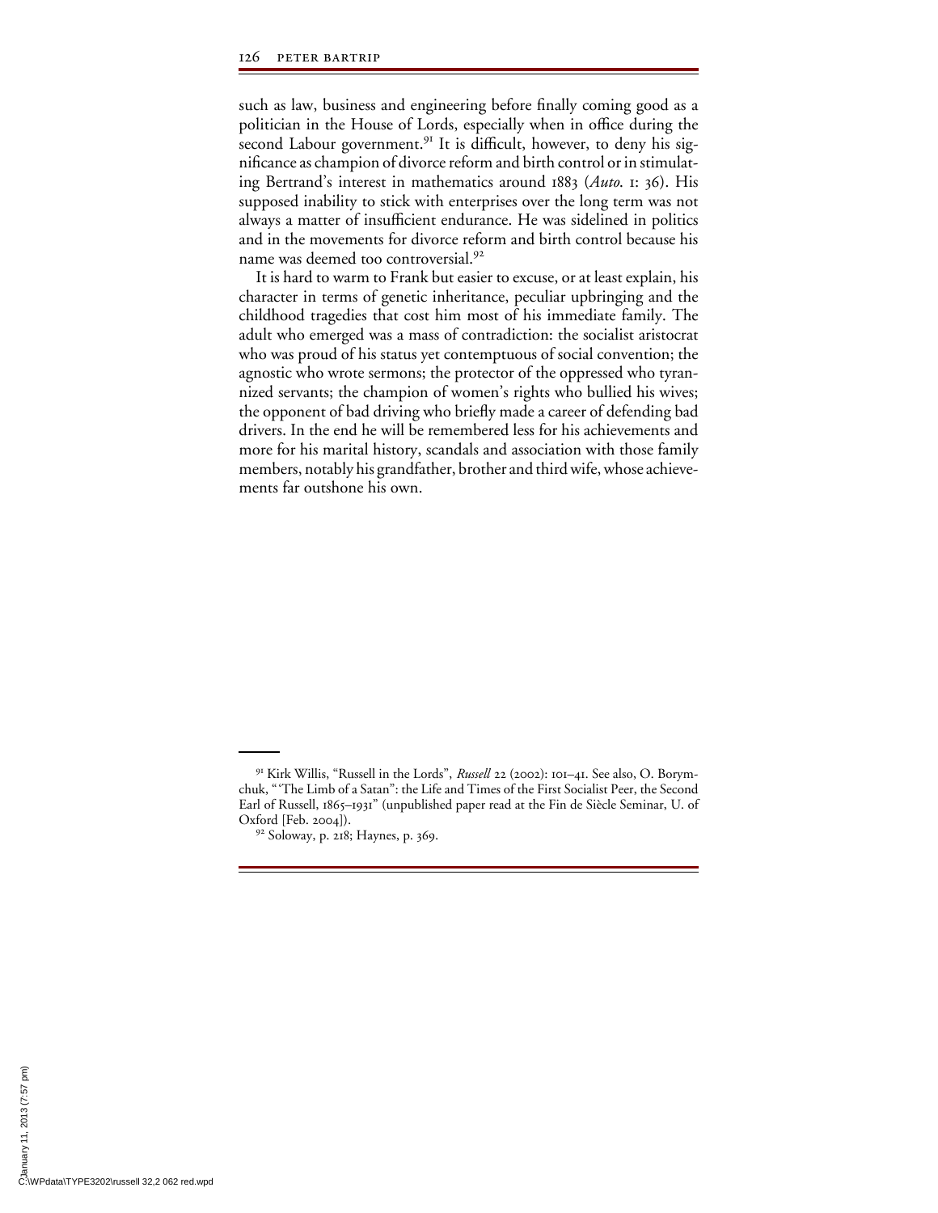such as law, business and engineering before finally coming good as a politician in the House of Lords, especially when in office during the second Labour government.[91] It is difficult, however, to deny his significance as champion of divorce reform and birth control or in stimulating Bertrand's interest in mathematics around 1883 (*Auto*. 1: 36). His supposed inability to stick with enterprises over the long term was not always a matter of insufficient endurance. He was sidelined in politics and in the movements for divorce reform and birth control because his name was deemed too controversial.[92]

It is hard to warm to Frank but easier to excuse, or at least explain, his character in terms of genetic inheritance, peculiar upbringing and the childhood tragedies that cost him most of his immediate family. The adult who emerged was a mass of contradiction: the socialist aristocrat who was proud of his status yet contemptuous of social convention; the agnostic who wrote sermons; the protector of the oppressed who tyrannized servants; the champion of women's rights who bullied his wives; the opponent of bad driving who briefly made a career of defending bad drivers. In the end he will be remembered less for his achievements and more for his marital history, scandals and association with those family members, notably his grandfather, brother and third wife, whose achievements far outshone his own.

---

[91] Kirk Willis, "Russell in the Lords", *Russell* 22 (2002): 101–41. See also, O. Borymchuk, "'The Limb of a Satan": the Life and Times of the First Socialist Peer, the Second Earl of Russell, 1865–1931" (unpublished paper read at the Fin de Siècle Seminar, U. of Oxford [Feb. 2004]).

[92] Soloway, p. 218; Haynes, p. 369.